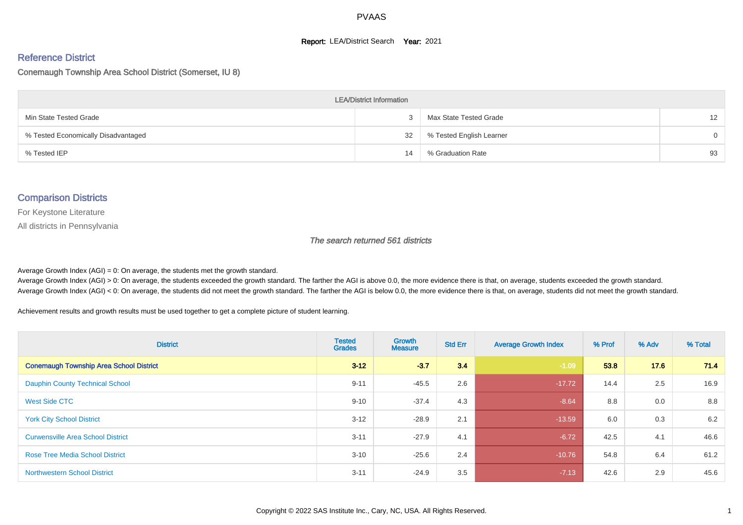# PVAAS

**Report:** LEA/District Search **Year:** 2021

## Reference District

Conemaugh Township Area School District (Somerset, IU 8)

| LEA/District Information | | | |
|---|---|---|---|
| Min State Tested Grade | 3 | Max State Tested Grade | 12 |
| % Tested Economically Disadvantaged | 32 | % Tested English Learner | 0 |
| % Tested IEP | 14 | % Graduation Rate | 93 |

## Comparison Districts

For Keystone Literature

All districts in Pennsylvania

*The search returned 561 districts*

Average Growth Index (AGI) = 0: On average, the students met the growth standard.
Average Growth Index (AGI) > 0: On average, the students exceeded the growth standard. The farther the AGI is above 0.0, the more evidence there is that, on average, students exceeded the growth standard.
Average Growth Index (AGI) < 0: On average, the students did not meet the growth standard. The farther the AGI is below 0.0, the more evidence there is that, on average, students did not meet the growth standard.

Achievement results and growth results must be used together to get a complete picture of student learning.

| District | Tested Grades | Growth Measure | Std Err | Average Growth Index | % Prof | % Adv | % Total |
|---|---|---|---|---|---|---|---|
| **Conemaugh Township Area School District** | **3-12** | **-3.7** | **3.4** | **-1.09** | **53.8** | **17.6** | **71.4** |
| Dauphin County Technical School | 9-11 | -45.5 | 2.6 | -17.72 | 14.4 | 2.5 | 16.9 |
| West Side CTC | 9-10 | -37.4 | 4.3 | -8.64 | 8.8 | 0.0 | 8.8 |
| York City School District | 3-12 | -28.9 | 2.1 | -13.59 | 6.0 | 0.3 | 6.2 |
| Curwensville Area School District | 3-11 | -27.9 | 4.1 | -6.72 | 42.5 | 4.1 | 46.6 |
| Rose Tree Media School District | 3-10 | -25.6 | 2.4 | -10.76 | 54.8 | 6.4 | 61.2 |
| Northwestern School District | 3-11 | -24.9 | 3.5 | -7.13 | 42.6 | 2.9 | 45.6 |

Copyright © 2022 SAS Institute Inc., Cary, NC, USA. All Rights Reserved.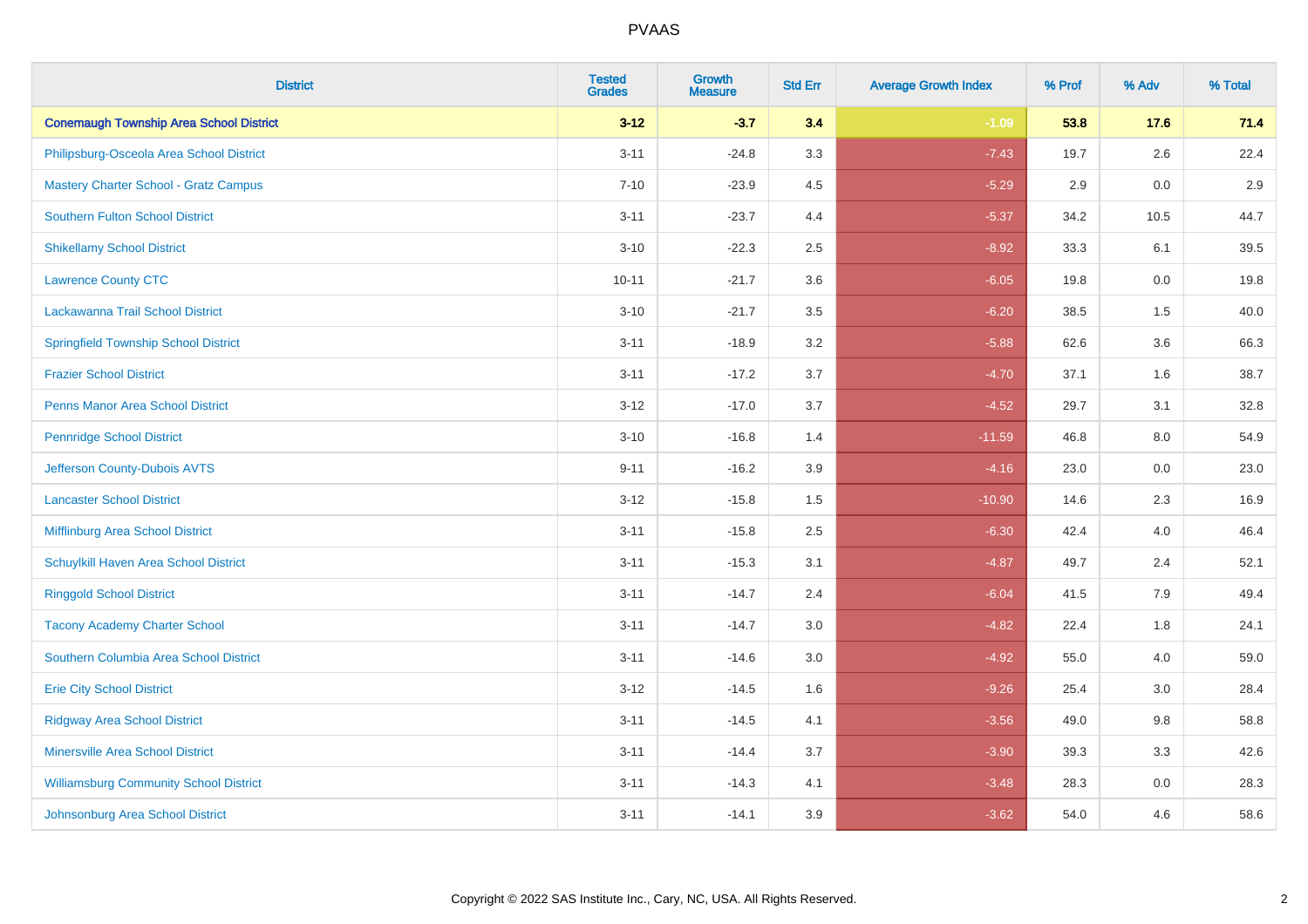# PVAAS

| District | Tested Grades | Growth Measure | Std Err | Average Growth Index | % Prof | % Adv | % Total |
|---|---|---|---|---|---|---|---|
| **Conemaugh Township Area School District** | **3-12** | **-3.7** | **3.4** | **-1.09** | **53.8** | **17.6** | **71.4** |
| Philipsburg-Osceola Area School District | 3-11 | -24.8 | 3.3 | -7.43 | 19.7 | 2.6 | 22.4 |
| Mastery Charter School - Gratz Campus | 7-10 | -23.9 | 4.5 | -5.29 | 2.9 | 0.0 | 2.9 |
| Southern Fulton School District | 3-11 | -23.7 | 4.4 | -5.37 | 34.2 | 10.5 | 44.7 |
| Shikellamy School District | 3-10 | -22.3 | 2.5 | -8.92 | 33.3 | 6.1 | 39.5 |
| Lawrence County CTC | 10-11 | -21.7 | 3.6 | -6.05 | 19.8 | 0.0 | 19.8 |
| Lackawanna Trail School District | 3-10 | -21.7 | 3.5 | -6.20 | 38.5 | 1.5 | 40.0 |
| Springfield Township School District | 3-11 | -18.9 | 3.2 | -5.88 | 62.6 | 3.6 | 66.3 |
| Frazier School District | 3-11 | -17.2 | 3.7 | -4.70 | 37.1 | 1.6 | 38.7 |
| Penns Manor Area School District | 3-12 | -17.0 | 3.7 | -4.52 | 29.7 | 3.1 | 32.8 |
| Pennridge School District | 3-10 | -16.8 | 1.4 | -11.59 | 46.8 | 8.0 | 54.9 |
| Jefferson County-Dubois AVTS | 9-11 | -16.2 | 3.9 | -4.16 | 23.0 | 0.0 | 23.0 |
| Lancaster School District | 3-12 | -15.8 | 1.5 | -10.90 | 14.6 | 2.3 | 16.9 |
| Mifflinburg Area School District | 3-11 | -15.8 | 2.5 | -6.30 | 42.4 | 4.0 | 46.4 |
| Schuylkill Haven Area School District | 3-11 | -15.3 | 3.1 | -4.87 | 49.7 | 2.4 | 52.1 |
| Ringgold School District | 3-11 | -14.7 | 2.4 | -6.04 | 41.5 | 7.9 | 49.4 |
| Tacony Academy Charter School | 3-11 | -14.7 | 3.0 | -4.82 | 22.4 | 1.8 | 24.1 |
| Southern Columbia Area School District | 3-11 | -14.6 | 3.0 | -4.92 | 55.0 | 4.0 | 59.0 |
| Erie City School District | 3-12 | -14.5 | 1.6 | -9.26 | 25.4 | 3.0 | 28.4 |
| Ridgway Area School District | 3-11 | -14.5 | 4.1 | -3.56 | 49.0 | 9.8 | 58.8 |
| Minersville Area School District | 3-11 | -14.4 | 3.7 | -3.90 | 39.3 | 3.3 | 42.6 |
| Williamsburg Community School District | 3-11 | -14.3 | 4.1 | -3.48 | 28.3 | 0.0 | 28.3 |
| Johnsonburg Area School District | 3-11 | -14.1 | 3.9 | -3.62 | 54.0 | 4.6 | 58.6 |

Copyright © 2022 SAS Institute Inc., Cary, NC, USA. All Rights Reserved.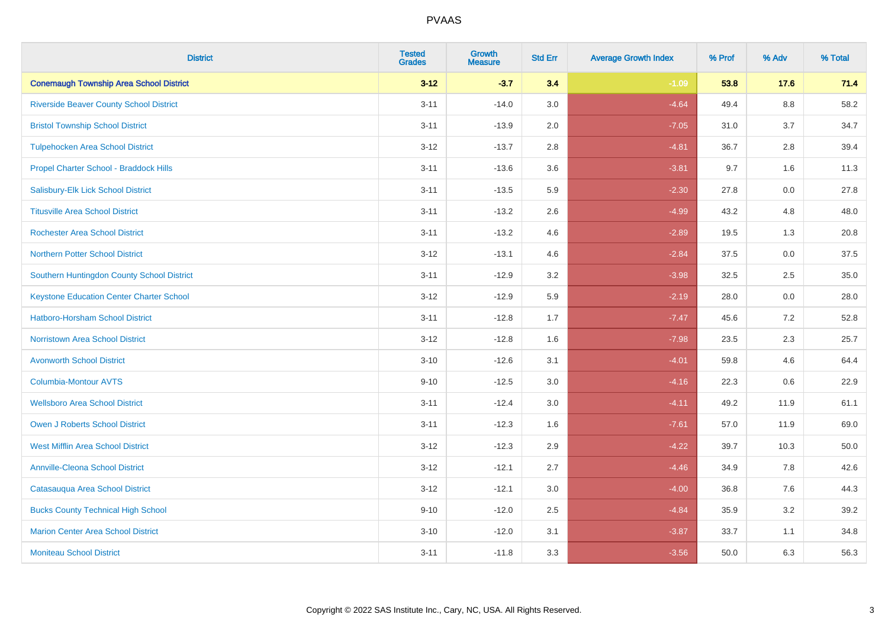# PVAAS

| District | Tested Grades | Growth Measure | Std Err | Average Growth Index | % Prof | % Adv | % Total |
|---|---|---|---|---|---|---|---|
| **Conemaugh Township Area School District** | **3-12** | **-3.7** | **3.4** | **-1.09** | **53.8** | **17.6** | **71.4** |
| Riverside Beaver County School District | 3-11 | -14.0 | 3.0 | -4.64 | 49.4 | 8.8 | 58.2 |
| Bristol Township School District | 3-11 | -13.9 | 2.0 | -7.05 | 31.0 | 3.7 | 34.7 |
| Tulpehocken Area School District | 3-12 | -13.7 | 2.8 | -4.81 | 36.7 | 2.8 | 39.4 |
| Propel Charter School - Braddock Hills | 3-11 | -13.6 | 3.6 | -3.81 | 9.7 | 1.6 | 11.3 |
| Salisbury-Elk Lick School District | 3-11 | -13.5 | 5.9 | -2.30 | 27.8 | 0.0 | 27.8 |
| Titusville Area School District | 3-11 | -13.2 | 2.6 | -4.99 | 43.2 | 4.8 | 48.0 |
| Rochester Area School District | 3-11 | -13.2 | 4.6 | -2.89 | 19.5 | 1.3 | 20.8 |
| Northern Potter School District | 3-12 | -13.1 | 4.6 | -2.84 | 37.5 | 0.0 | 37.5 |
| Southern Huntingdon County School District | 3-11 | -12.9 | 3.2 | -3.98 | 32.5 | 2.5 | 35.0 |
| Keystone Education Center Charter School | 3-12 | -12.9 | 5.9 | -2.19 | 28.0 | 0.0 | 28.0 |
| Hatboro-Horsham School District | 3-11 | -12.8 | 1.7 | -7.47 | 45.6 | 7.2 | 52.8 |
| Norristown Area School District | 3-12 | -12.8 | 1.6 | -7.98 | 23.5 | 2.3 | 25.7 |
| Avonworth School District | 3-10 | -12.6 | 3.1 | -4.01 | 59.8 | 4.6 | 64.4 |
| Columbia-Montour AVTS | 9-10 | -12.5 | 3.0 | -4.16 | 22.3 | 0.6 | 22.9 |
| Wellsboro Area School District | 3-11 | -12.4 | 3.0 | -4.11 | 49.2 | 11.9 | 61.1 |
| Owen J Roberts School District | 3-11 | -12.3 | 1.6 | -7.61 | 57.0 | 11.9 | 69.0 |
| West Mifflin Area School District | 3-12 | -12.3 | 2.9 | -4.22 | 39.7 | 10.3 | 50.0 |
| Annville-Cleona School District | 3-12 | -12.1 | 2.7 | -4.46 | 34.9 | 7.8 | 42.6 |
| Catasauqua Area School District | 3-12 | -12.1 | 3.0 | -4.00 | 36.8 | 7.6 | 44.3 |
| Bucks County Technical High School | 9-10 | -12.0 | 2.5 | -4.84 | 35.9 | 3.2 | 39.2 |
| Marion Center Area School District | 3-10 | -12.0 | 3.1 | -3.87 | 33.7 | 1.1 | 34.8 |
| Moniteau School District | 3-11 | -11.8 | 3.3 | -3.56 | 50.0 | 6.3 | 56.3 |

Copyright © 2022 SAS Institute Inc., Cary, NC, USA. All Rights Reserved.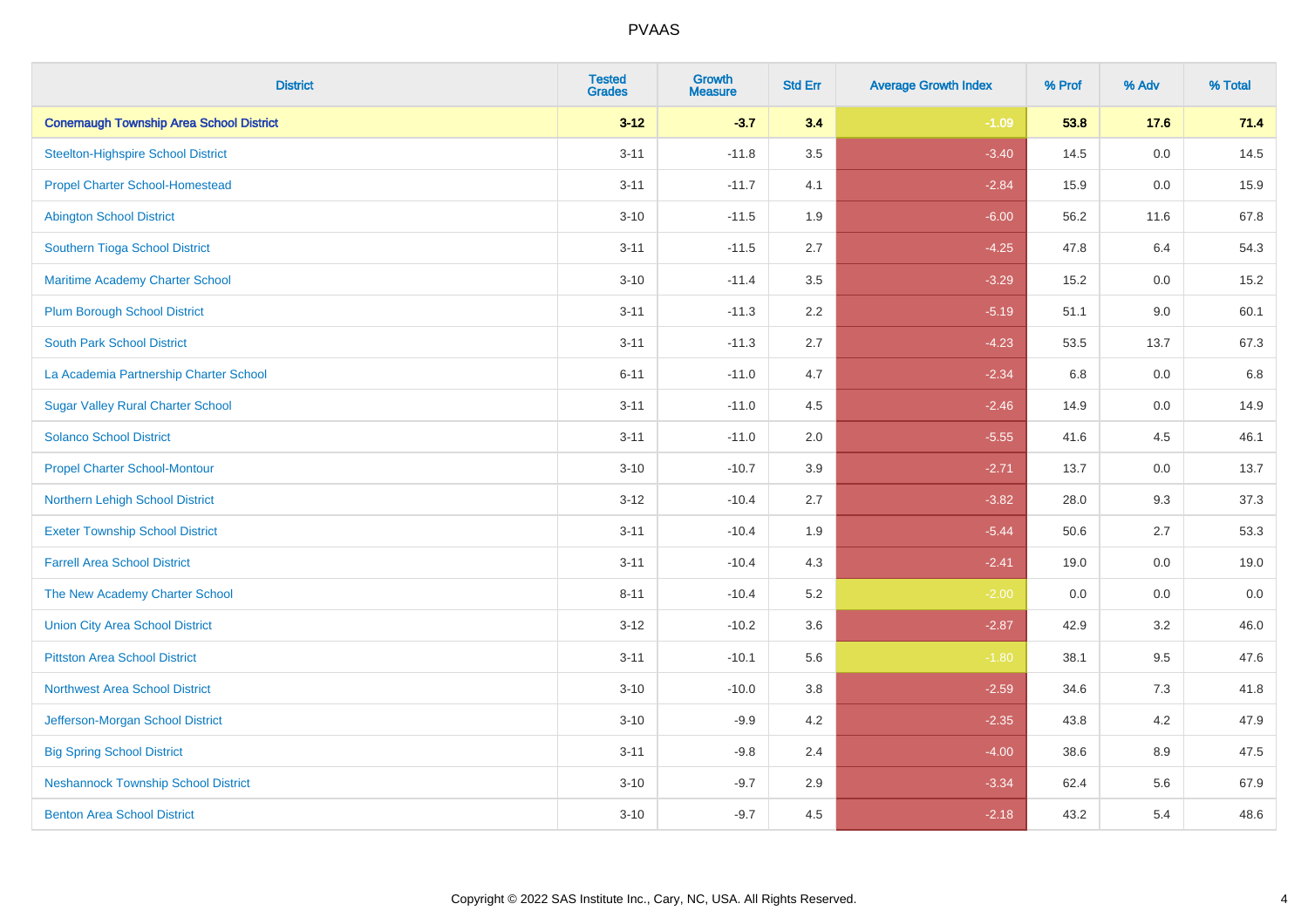# PVAAS

| District | Tested Grades | Growth Measure | Std Err | Average Growth Index | % Prof | % Adv | % Total |
|---|---|---|---|---|---|---|---|
| **Conemaugh Township Area School District** | **3-12** | **-3.7** | **3.4** | **-1.09** | **53.8** | **17.6** | **71.4** |
| Steelton-Highspire School District | 3-11 | -11.8 | 3.5 | -3.40 | 14.5 | 0.0 | 14.5 |
| Propel Charter School-Homestead | 3-11 | -11.7 | 4.1 | -2.84 | 15.9 | 0.0 | 15.9 |
| Abington School District | 3-10 | -11.5 | 1.9 | -6.00 | 56.2 | 11.6 | 67.8 |
| Southern Tioga School District | 3-11 | -11.5 | 2.7 | -4.25 | 47.8 | 6.4 | 54.3 |
| Maritime Academy Charter School | 3-10 | -11.4 | 3.5 | -3.29 | 15.2 | 0.0 | 15.2 |
| Plum Borough School District | 3-11 | -11.3 | 2.2 | -5.19 | 51.1 | 9.0 | 60.1 |
| South Park School District | 3-11 | -11.3 | 2.7 | -4.23 | 53.5 | 13.7 | 67.3 |
| La Academia Partnership Charter School | 6-11 | -11.0 | 4.7 | -2.34 | 6.8 | 0.0 | 6.8 |
| Sugar Valley Rural Charter School | 3-11 | -11.0 | 4.5 | -2.46 | 14.9 | 0.0 | 14.9 |
| Solanco School District | 3-11 | -11.0 | 2.0 | -5.55 | 41.6 | 4.5 | 46.1 |
| Propel Charter School-Montour | 3-10 | -10.7 | 3.9 | -2.71 | 13.7 | 0.0 | 13.7 |
| Northern Lehigh School District | 3-12 | -10.4 | 2.7 | -3.82 | 28.0 | 9.3 | 37.3 |
| Exeter Township School District | 3-11 | -10.4 | 1.9 | -5.44 | 50.6 | 2.7 | 53.3 |
| Farrell Area School District | 3-11 | -10.4 | 4.3 | -2.41 | 19.0 | 0.0 | 19.0 |
| The New Academy Charter School | 8-11 | -10.4 | 5.2 | -2.00 | 0.0 | 0.0 | 0.0 |
| Union City Area School District | 3-12 | -10.2 | 3.6 | -2.87 | 42.9 | 3.2 | 46.0 |
| Pittston Area School District | 3-11 | -10.1 | 5.6 | -1.80 | 38.1 | 9.5 | 47.6 |
| Northwest Area School District | 3-10 | -10.0 | 3.8 | -2.59 | 34.6 | 7.3 | 41.8 |
| Jefferson-Morgan School District | 3-10 | -9.9 | 4.2 | -2.35 | 43.8 | 4.2 | 47.9 |
| Big Spring School District | 3-11 | -9.8 | 2.4 | -4.00 | 38.6 | 8.9 | 47.5 |
| Neshannock Township School District | 3-10 | -9.7 | 2.9 | -3.34 | 62.4 | 5.6 | 67.9 |
| Benton Area School District | 3-10 | -9.7 | 4.5 | -2.18 | 43.2 | 5.4 | 48.6 |

Copyright © 2022 SAS Institute Inc., Cary, NC, USA. All Rights Reserved.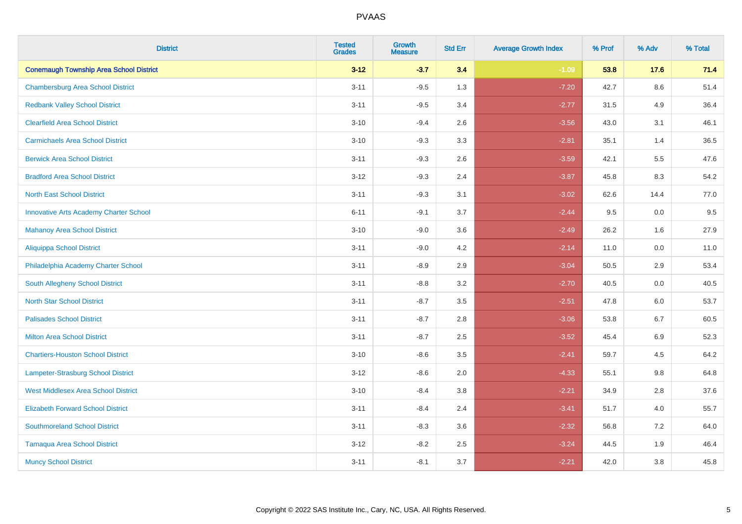PVAAS

| District | Tested Grades | Growth Measure | Std Err | Average Growth Index | % Prof | % Adv | % Total |
|---|---|---|---|---|---|---|---|
| **Conemaugh Township Area School District** | **3-12** | **-3.7** | **3.4** | **-1.09** | **53.8** | **17.6** | **71.4** |
| Chambersburg Area School District | 3-11 | -9.5 | 1.3 | -7.20 | 42.7 | 8.6 | 51.4 |
| Redbank Valley School District | 3-11 | -9.5 | 3.4 | -2.77 | 31.5 | 4.9 | 36.4 |
| Clearfield Area School District | 3-10 | -9.4 | 2.6 | -3.56 | 43.0 | 3.1 | 46.1 |
| Carmichaels Area School District | 3-10 | -9.3 | 3.3 | -2.81 | 35.1 | 1.4 | 36.5 |
| Berwick Area School District | 3-11 | -9.3 | 2.6 | -3.59 | 42.1 | 5.5 | 47.6 |
| Bradford Area School District | 3-12 | -9.3 | 2.4 | -3.87 | 45.8 | 8.3 | 54.2 |
| North East School District | 3-11 | -9.3 | 3.1 | -3.02 | 62.6 | 14.4 | 77.0 |
| Innovative Arts Academy Charter School | 6-11 | -9.1 | 3.7 | -2.44 | 9.5 | 0.0 | 9.5 |
| Mahanoy Area School District | 3-10 | -9.0 | 3.6 | -2.49 | 26.2 | 1.6 | 27.9 |
| Aliquippa School District | 3-11 | -9.0 | 4.2 | -2.14 | 11.0 | 0.0 | 11.0 |
| Philadelphia Academy Charter School | 3-11 | -8.9 | 2.9 | -3.04 | 50.5 | 2.9 | 53.4 |
| South Allegheny School District | 3-11 | -8.8 | 3.2 | -2.70 | 40.5 | 0.0 | 40.5 |
| North Star School District | 3-11 | -8.7 | 3.5 | -2.51 | 47.8 | 6.0 | 53.7 |
| Palisades School District | 3-11 | -8.7 | 2.8 | -3.06 | 53.8 | 6.7 | 60.5 |
| Milton Area School District | 3-11 | -8.7 | 2.5 | -3.52 | 45.4 | 6.9 | 52.3 |
| Chartiers-Houston School District | 3-10 | -8.6 | 3.5 | -2.41 | 59.7 | 4.5 | 64.2 |
| Lampeter-Strasburg School District | 3-12 | -8.6 | 2.0 | -4.33 | 55.1 | 9.8 | 64.8 |
| West Middlesex Area School District | 3-10 | -8.4 | 3.8 | -2.21 | 34.9 | 2.8 | 37.6 |
| Elizabeth Forward School District | 3-11 | -8.4 | 2.4 | -3.41 | 51.7 | 4.0 | 55.7 |
| Southmoreland School District | 3-11 | -8.3 | 3.6 | -2.32 | 56.8 | 7.2 | 64.0 |
| Tamaqua Area School District | 3-12 | -8.2 | 2.5 | -3.24 | 44.5 | 1.9 | 46.4 |
| Muncy School District | 3-11 | -8.1 | 3.7 | -2.21 | 42.0 | 3.8 | 45.8 |

Copyright © 2022 SAS Institute Inc., Cary, NC, USA. All Rights Reserved.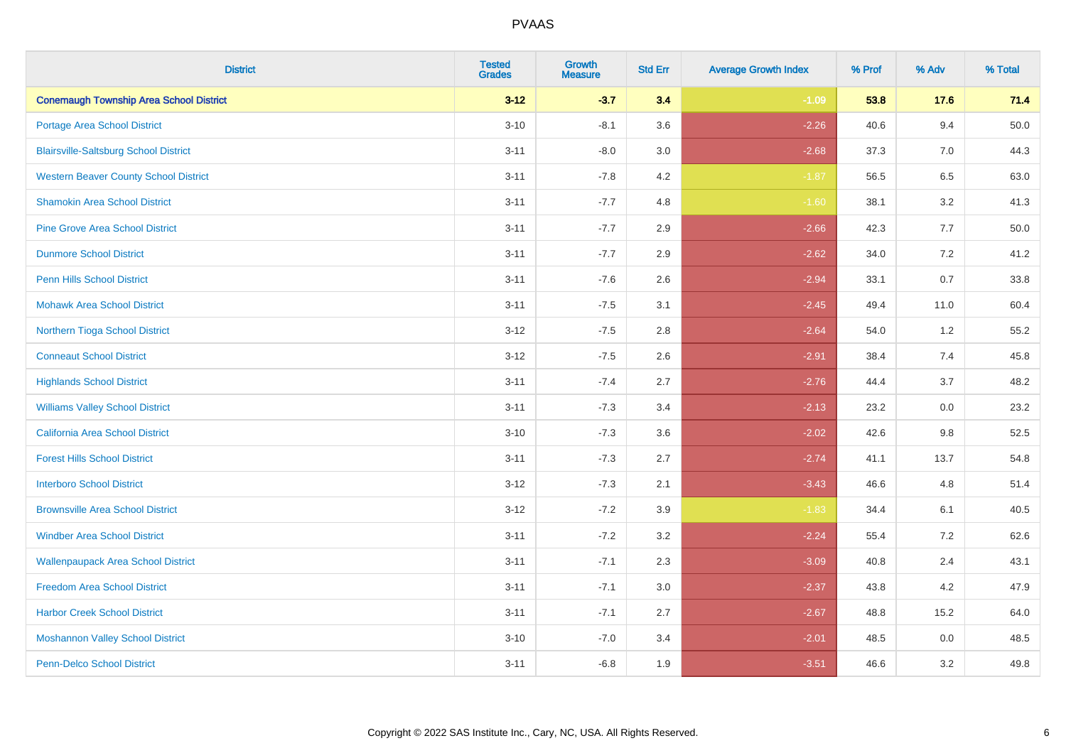| District | Tested Grades | Growth Measure | Std Err | Average Growth Index | % Prof | % Adv | % Total |
|---|---|---|---|---|---|---|---|
| **Conemaugh Township Area School District** | **3-12** | **-3.7** | **3.4** | **-1.09** | **53.8** | **17.6** | **71.4** |
| Portage Area School District | 3-10 | -8.1 | 3.6 | -2.26 | 40.6 | 9.4 | 50.0 |
| Blairsville-Saltsburg School District | 3-11 | -8.0 | 3.0 | -2.68 | 37.3 | 7.0 | 44.3 |
| Western Beaver County School District | 3-11 | -7.8 | 4.2 | -1.87 | 56.5 | 6.5 | 63.0 |
| Shamokin Area School District | 3-11 | -7.7 | 4.8 | -1.60 | 38.1 | 3.2 | 41.3 |
| Pine Grove Area School District | 3-11 | -7.7 | 2.9 | -2.66 | 42.3 | 7.7 | 50.0 |
| Dunmore School District | 3-11 | -7.7 | 2.9 | -2.62 | 34.0 | 7.2 | 41.2 |
| Penn Hills School District | 3-11 | -7.6 | 2.6 | -2.94 | 33.1 | 0.7 | 33.8 |
| Mohawk Area School District | 3-11 | -7.5 | 3.1 | -2.45 | 49.4 | 11.0 | 60.4 |
| Northern Tioga School District | 3-12 | -7.5 | 2.8 | -2.64 | 54.0 | 1.2 | 55.2 |
| Conneaut School District | 3-12 | -7.5 | 2.6 | -2.91 | 38.4 | 7.4 | 45.8 |
| Highlands School District | 3-11 | -7.4 | 2.7 | -2.76 | 44.4 | 3.7 | 48.2 |
| Williams Valley School District | 3-11 | -7.3 | 3.4 | -2.13 | 23.2 | 0.0 | 23.2 |
| California Area School District | 3-10 | -7.3 | 3.6 | -2.02 | 42.6 | 9.8 | 52.5 |
| Forest Hills School District | 3-11 | -7.3 | 2.7 | -2.74 | 41.1 | 13.7 | 54.8 |
| Interboro School District | 3-12 | -7.3 | 2.1 | -3.43 | 46.6 | 4.8 | 51.4 |
| Brownsville Area School District | 3-12 | -7.2 | 3.9 | -1.83 | 34.4 | 6.1 | 40.5 |
| Windber Area School District | 3-11 | -7.2 | 3.2 | -2.24 | 55.4 | 7.2 | 62.6 |
| Wallenpaupack Area School District | 3-11 | -7.1 | 2.3 | -3.09 | 40.8 | 2.4 | 43.1 |
| Freedom Area School District | 3-11 | -7.1 | 3.0 | -2.37 | 43.8 | 4.2 | 47.9 |
| Harbor Creek School District | 3-11 | -7.1 | 2.7 | -2.67 | 48.8 | 15.2 | 64.0 |
| Moshannon Valley School District | 3-10 | -7.0 | 3.4 | -2.01 | 48.5 | 0.0 | 48.5 |
| Penn-Delco School District | 3-11 | -6.8 | 1.9 | -3.51 | 46.6 | 3.2 | 49.8 |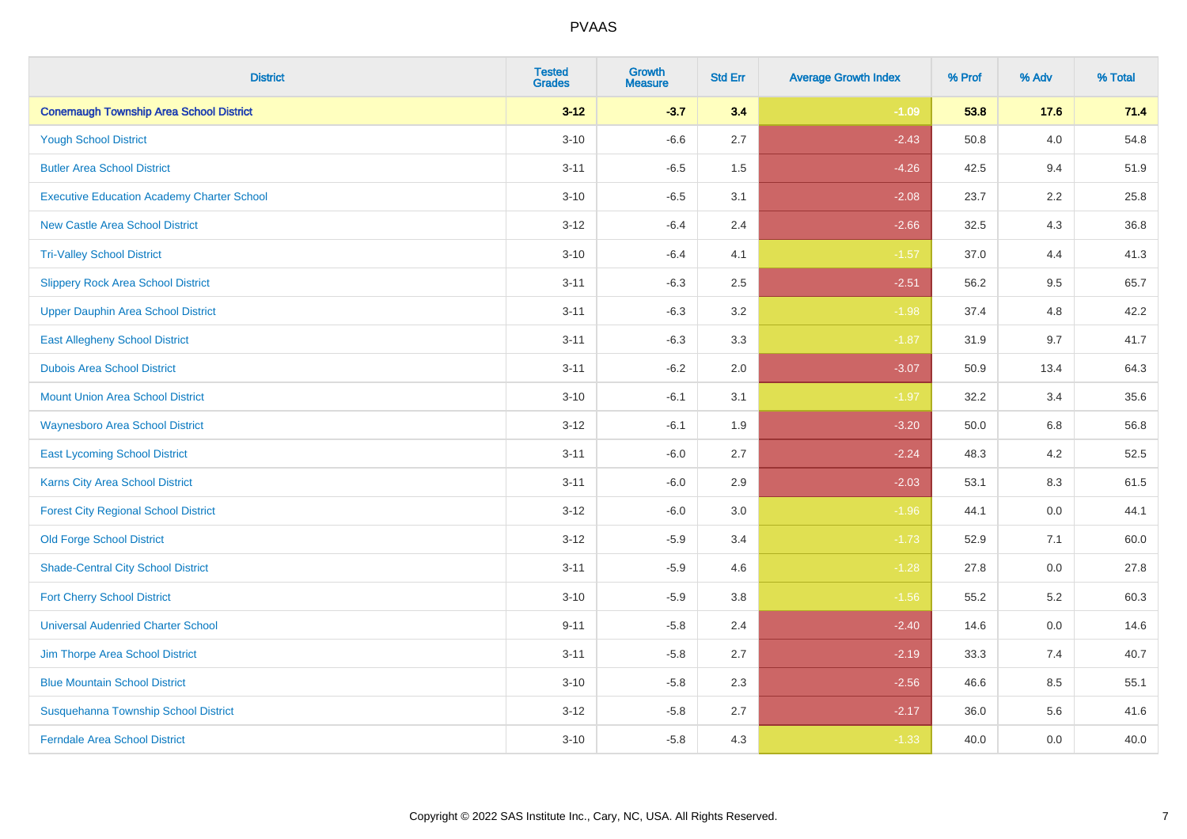| District | Tested Grades | Growth Measure | Std Err | Average Growth Index | % Prof | % Adv | % Total |
|---|---|---|---|---|---|---|---|
| **Conemaugh Township Area School District** | **3-12** | **-3.7** | **3.4** | **-1.09** | **53.8** | **17.6** | **71.4** |
| Yough School District | 3-10 | -6.6 | 2.7 | -2.43 | 50.8 | 4.0 | 54.8 |
| Butler Area School District | 3-11 | -6.5 | 1.5 | -4.26 | 42.5 | 9.4 | 51.9 |
| Executive Education Academy Charter School | 3-10 | -6.5 | 3.1 | -2.08 | 23.7 | 2.2 | 25.8 |
| New Castle Area School District | 3-12 | -6.4 | 2.4 | -2.66 | 32.5 | 4.3 | 36.8 |
| Tri-Valley School District | 3-10 | -6.4 | 4.1 | -1.57 | 37.0 | 4.4 | 41.3 |
| Slippery Rock Area School District | 3-11 | -6.3 | 2.5 | -2.51 | 56.2 | 9.5 | 65.7 |
| Upper Dauphin Area School District | 3-11 | -6.3 | 3.2 | -1.98 | 37.4 | 4.8 | 42.2 |
| East Allegheny School District | 3-11 | -6.3 | 3.3 | -1.87 | 31.9 | 9.7 | 41.7 |
| Dubois Area School District | 3-11 | -6.2 | 2.0 | -3.07 | 50.9 | 13.4 | 64.3 |
| Mount Union Area School District | 3-10 | -6.1 | 3.1 | -1.97 | 32.2 | 3.4 | 35.6 |
| Waynesboro Area School District | 3-12 | -6.1 | 1.9 | -3.20 | 50.0 | 6.8 | 56.8 |
| East Lycoming School District | 3-11 | -6.0 | 2.7 | -2.24 | 48.3 | 4.2 | 52.5 |
| Karns City Area School District | 3-11 | -6.0 | 2.9 | -2.03 | 53.1 | 8.3 | 61.5 |
| Forest City Regional School District | 3-12 | -6.0 | 3.0 | -1.96 | 44.1 | 0.0 | 44.1 |
| Old Forge School District | 3-12 | -5.9 | 3.4 | -1.73 | 52.9 | 7.1 | 60.0 |
| Shade-Central City School District | 3-11 | -5.9 | 4.6 | -1.28 | 27.8 | 0.0 | 27.8 |
| Fort Cherry School District | 3-10 | -5.9 | 3.8 | -1.56 | 55.2 | 5.2 | 60.3 |
| Universal Audenried Charter School | 9-11 | -5.8 | 2.4 | -2.40 | 14.6 | 0.0 | 14.6 |
| Jim Thorpe Area School District | 3-11 | -5.8 | 2.7 | -2.19 | 33.3 | 7.4 | 40.7 |
| Blue Mountain School District | 3-10 | -5.8 | 2.3 | -2.56 | 46.6 | 8.5 | 55.1 |
| Susquehanna Township School District | 3-12 | -5.8 | 2.7 | -2.17 | 36.0 | 5.6 | 41.6 |
| Ferndale Area School District | 3-10 | -5.8 | 4.3 | -1.33 | 40.0 | 0.0 | 40.0 |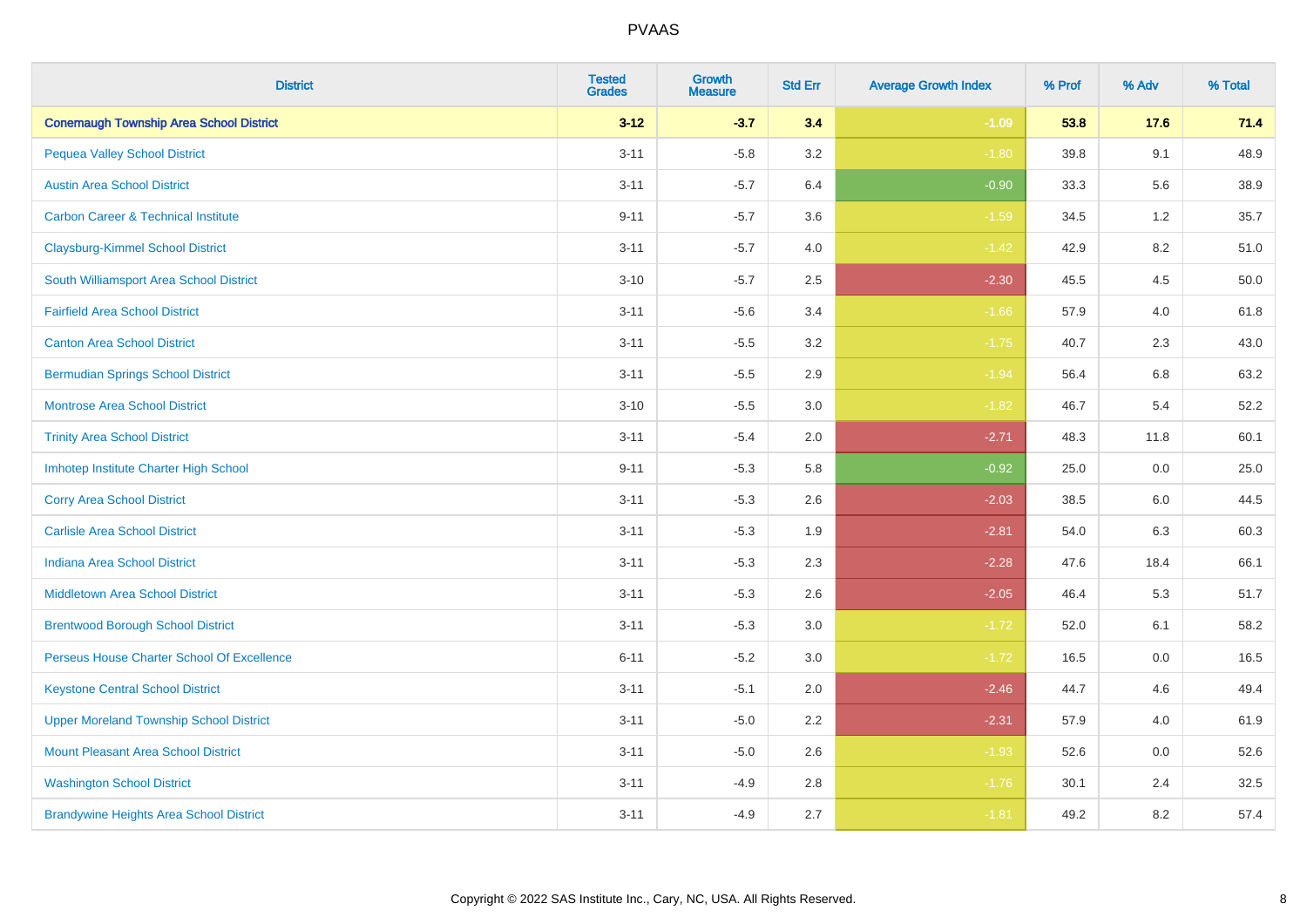# PVAAS

| District | Tested Grades | Growth Measure | Std Err | Average Growth Index | % Prof | % Adv | % Total |
|---|---|---|---|---|---|---|---|
| **Conemaugh Township Area School District** | **3-12** | **-3.7** | **3.4** | **-1.09** | **53.8** | **17.6** | **71.4** |
| Pequea Valley School District | 3-11 | -5.8 | 3.2 | -1.80 | 39.8 | 9.1 | 48.9 |
| Austin Area School District | 3-11 | -5.7 | 6.4 | -0.90 | 33.3 | 5.6 | 38.9 |
| Carbon Career & Technical Institute | 9-11 | -5.7 | 3.6 | -1.59 | 34.5 | 1.2 | 35.7 |
| Claysburg-Kimmel School District | 3-11 | -5.7 | 4.0 | -1.42 | 42.9 | 8.2 | 51.0 |
| South Williamsport Area School District | 3-10 | -5.7 | 2.5 | -2.30 | 45.5 | 4.5 | 50.0 |
| Fairfield Area School District | 3-11 | -5.6 | 3.4 | -1.66 | 57.9 | 4.0 | 61.8 |
| Canton Area School District | 3-11 | -5.5 | 3.2 | -1.75 | 40.7 | 2.3 | 43.0 |
| Bermudian Springs School District | 3-11 | -5.5 | 2.9 | -1.94 | 56.4 | 6.8 | 63.2 |
| Montrose Area School District | 3-10 | -5.5 | 3.0 | -1.82 | 46.7 | 5.4 | 52.2 |
| Trinity Area School District | 3-11 | -5.4 | 2.0 | -2.71 | 48.3 | 11.8 | 60.1 |
| Imhotep Institute Charter High School | 9-11 | -5.3 | 5.8 | -0.92 | 25.0 | 0.0 | 25.0 |
| Corry Area School District | 3-11 | -5.3 | 2.6 | -2.03 | 38.5 | 6.0 | 44.5 |
| Carlisle Area School District | 3-11 | -5.3 | 1.9 | -2.81 | 54.0 | 6.3 | 60.3 |
| Indiana Area School District | 3-11 | -5.3 | 2.3 | -2.28 | 47.6 | 18.4 | 66.1 |
| Middletown Area School District | 3-11 | -5.3 | 2.6 | -2.05 | 46.4 | 5.3 | 51.7 |
| Brentwood Borough School District | 3-11 | -5.3 | 3.0 | -1.72 | 52.0 | 6.1 | 58.2 |
| Perseus House Charter School Of Excellence | 6-11 | -5.2 | 3.0 | -1.72 | 16.5 | 0.0 | 16.5 |
| Keystone Central School District | 3-11 | -5.1 | 2.0 | -2.46 | 44.7 | 4.6 | 49.4 |
| Upper Moreland Township School District | 3-11 | -5.0 | 2.2 | -2.31 | 57.9 | 4.0 | 61.9 |
| Mount Pleasant Area School District | 3-11 | -5.0 | 2.6 | -1.93 | 52.6 | 0.0 | 52.6 |
| Washington School District | 3-11 | -4.9 | 2.8 | -1.76 | 30.1 | 2.4 | 32.5 |
| Brandywine Heights Area School District | 3-11 | -4.9 | 2.7 | -1.81 | 49.2 | 8.2 | 57.4 |

Copyright © 2022 SAS Institute Inc., Cary, NC, USA. All Rights Reserved.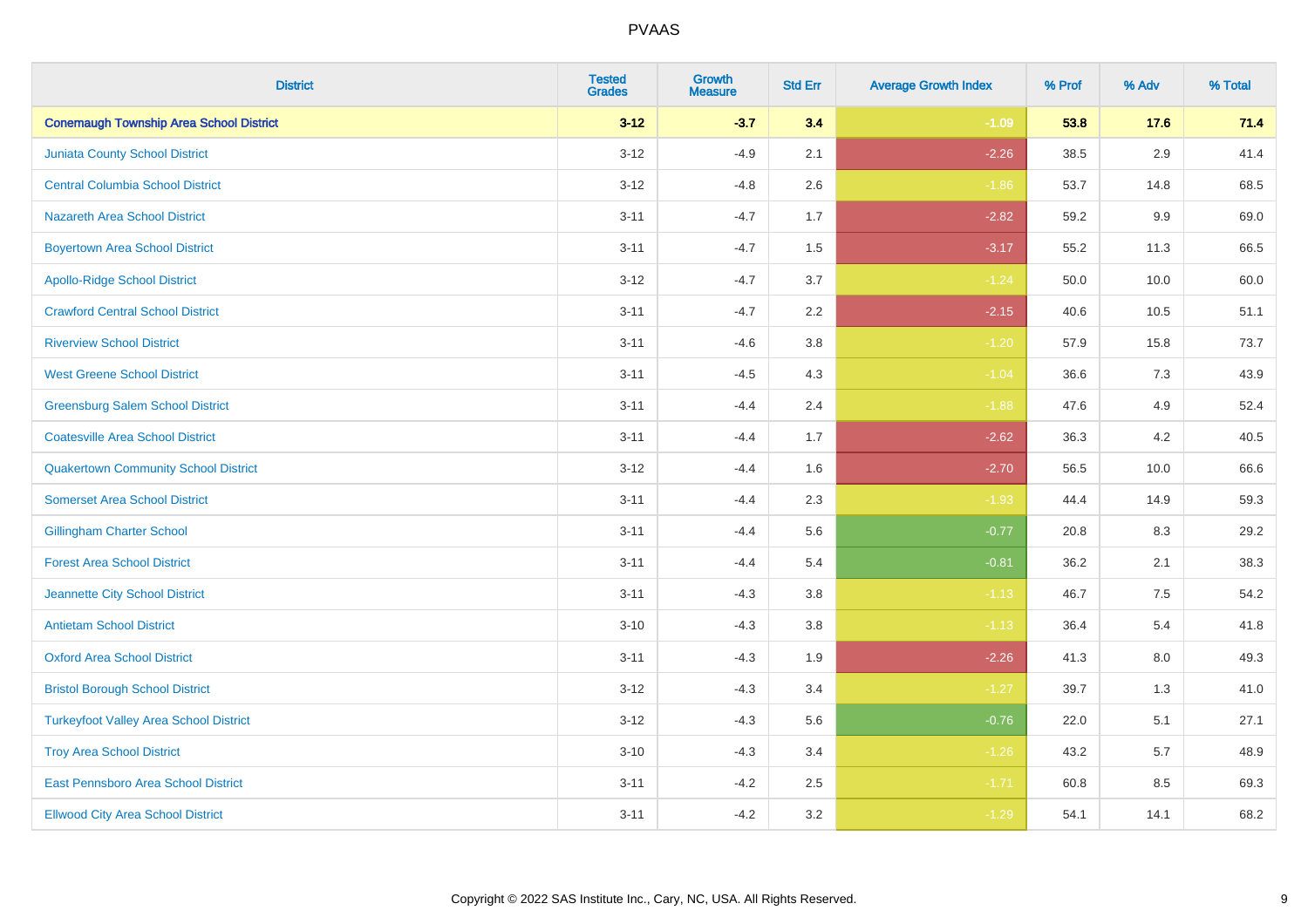# PVAAS

| District | Tested Grades | Growth Measure | Std Err | Average Growth Index | % Prof | % Adv | % Total |
|---|---|---|---|---|---|---|---|
| **Conemaugh Township Area School District** | **3-12** | **-3.7** | **3.4** | **-1.09** | **53.8** | **17.6** | **71.4** |
| Juniata County School District | 3-12 | -4.9 | 2.1 | -2.26 | 38.5 | 2.9 | 41.4 |
| Central Columbia School District | 3-12 | -4.8 | 2.6 | -1.86 | 53.7 | 14.8 | 68.5 |
| Nazareth Area School District | 3-11 | -4.7 | 1.7 | -2.82 | 59.2 | 9.9 | 69.0 |
| Boyertown Area School District | 3-11 | -4.7 | 1.5 | -3.17 | 55.2 | 11.3 | 66.5 |
| Apollo-Ridge School District | 3-12 | -4.7 | 3.7 | -1.24 | 50.0 | 10.0 | 60.0 |
| Crawford Central School District | 3-11 | -4.7 | 2.2 | -2.15 | 40.6 | 10.5 | 51.1 |
| Riverview School District | 3-11 | -4.6 | 3.8 | -1.20 | 57.9 | 15.8 | 73.7 |
| West Greene School District | 3-11 | -4.5 | 4.3 | -1.04 | 36.6 | 7.3 | 43.9 |
| Greensburg Salem School District | 3-11 | -4.4 | 2.4 | -1.88 | 47.6 | 4.9 | 52.4 |
| Coatesville Area School District | 3-11 | -4.4 | 1.7 | -2.62 | 36.3 | 4.2 | 40.5 |
| Quakertown Community School District | 3-12 | -4.4 | 1.6 | -2.70 | 56.5 | 10.0 | 66.6 |
| Somerset Area School District | 3-11 | -4.4 | 2.3 | -1.93 | 44.4 | 14.9 | 59.3 |
| Gillingham Charter School | 3-11 | -4.4 | 5.6 | -0.77 | 20.8 | 8.3 | 29.2 |
| Forest Area School District | 3-11 | -4.4 | 5.4 | -0.81 | 36.2 | 2.1 | 38.3 |
| Jeannette City School District | 3-11 | -4.3 | 3.8 | -1.13 | 46.7 | 7.5 | 54.2 |
| Antietam School District | 3-10 | -4.3 | 3.8 | -1.13 | 36.4 | 5.4 | 41.8 |
| Oxford Area School District | 3-11 | -4.3 | 1.9 | -2.26 | 41.3 | 8.0 | 49.3 |
| Bristol Borough School District | 3-12 | -4.3 | 3.4 | -1.27 | 39.7 | 1.3 | 41.0 |
| Turkeyfoot Valley Area School District | 3-12 | -4.3 | 5.6 | -0.76 | 22.0 | 5.1 | 27.1 |
| Troy Area School District | 3-10 | -4.3 | 3.4 | -1.26 | 43.2 | 5.7 | 48.9 |
| East Pennsboro Area School District | 3-11 | -4.2 | 2.5 | -1.71 | 60.8 | 8.5 | 69.3 |
| Ellwood City Area School District | 3-11 | -4.2 | 3.2 | -1.29 | 54.1 | 14.1 | 68.2 |

Copyright © 2022 SAS Institute Inc., Cary, NC, USA. All Rights Reserved.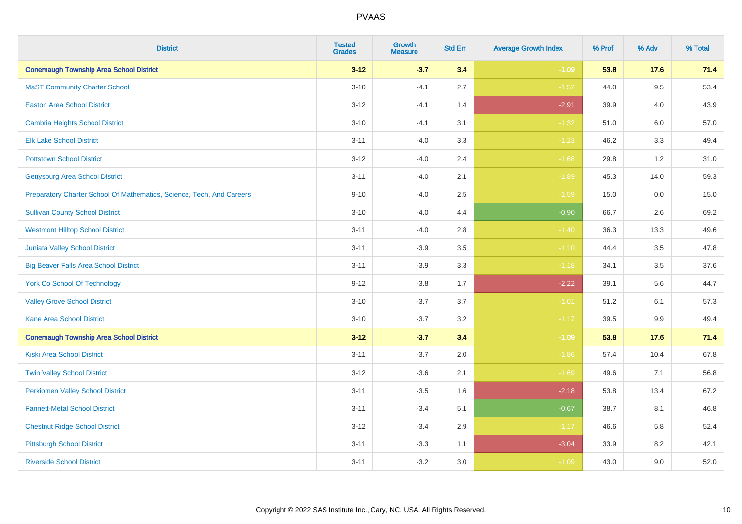# PVAAS

| District | Tested Grades | Growth Measure | Std Err | Average Growth Index | % Prof | % Adv | % Total |
|---|---|---|---|---|---|---|---|
| **Conemaugh Township Area School District** | **3-12** | **-3.7** | **3.4** | **-1.09** | **53.8** | **17.6** | **71.4** |
| MaST Community Charter School | 3-10 | -4.1 | 2.7 | -1.52 | 44.0 | 9.5 | 53.4 |
| Easton Area School District | 3-12 | -4.1 | 1.4 | -2.91 | 39.9 | 4.0 | 43.9 |
| Cambria Heights School District | 3-10 | -4.1 | 3.1 | -1.32 | 51.0 | 6.0 | 57.0 |
| Elk Lake School District | 3-11 | -4.0 | 3.3 | -1.23 | 46.2 | 3.3 | 49.4 |
| Pottstown School District | 3-12 | -4.0 | 2.4 | -1.68 | 29.8 | 1.2 | 31.0 |
| Gettysburg Area School District | 3-11 | -4.0 | 2.1 | -1.89 | 45.3 | 14.0 | 59.3 |
| Preparatory Charter School Of Mathematics, Science, Tech, And Careers | 9-10 | -4.0 | 2.5 | -1.59 | 15.0 | 0.0 | 15.0 |
| Sullivan County School District | 3-10 | -4.0 | 4.4 | -0.90 | 66.7 | 2.6 | 69.2 |
| Westmont Hilltop School District | 3-11 | -4.0 | 2.8 | -1.40 | 36.3 | 13.3 | 49.6 |
| Juniata Valley School District | 3-11 | -3.9 | 3.5 | -1.10 | 44.4 | 3.5 | 47.8 |
| Big Beaver Falls Area School District | 3-11 | -3.9 | 3.3 | -1.18 | 34.1 | 3.5 | 37.6 |
| York Co School Of Technology | 9-12 | -3.8 | 1.7 | -2.22 | 39.1 | 5.6 | 44.7 |
| Valley Grove School District | 3-10 | -3.7 | 3.7 | -1.01 | 51.2 | 6.1 | 57.3 |
| Kane Area School District | 3-10 | -3.7 | 3.2 | -1.17 | 39.5 | 9.9 | 49.4 |
| **Conemaugh Township Area School District** | **3-12** | **-3.7** | **3.4** | **-1.09** | **53.8** | **17.6** | **71.4** |
| Kiski Area School District | 3-11 | -3.7 | 2.0 | -1.86 | 57.4 | 10.4 | 67.8 |
| Twin Valley School District | 3-12 | -3.6 | 2.1 | -1.69 | 49.6 | 7.1 | 56.8 |
| Perkiomen Valley School District | 3-11 | -3.5 | 1.6 | -2.18 | 53.8 | 13.4 | 67.2 |
| Fannett-Metal School District | 3-11 | -3.4 | 5.1 | -0.67 | 38.7 | 8.1 | 46.8 |
| Chestnut Ridge School District | 3-12 | -3.4 | 2.9 | -1.17 | 46.6 | 5.8 | 52.4 |
| Pittsburgh School District | 3-11 | -3.3 | 1.1 | -3.04 | 33.9 | 8.2 | 42.1 |
| Riverside School District | 3-11 | -3.2 | 3.0 | -1.09 | 43.0 | 9.0 | 52.0 |

Copyright © 2022 SAS Institute Inc., Cary, NC, USA. All Rights Reserved.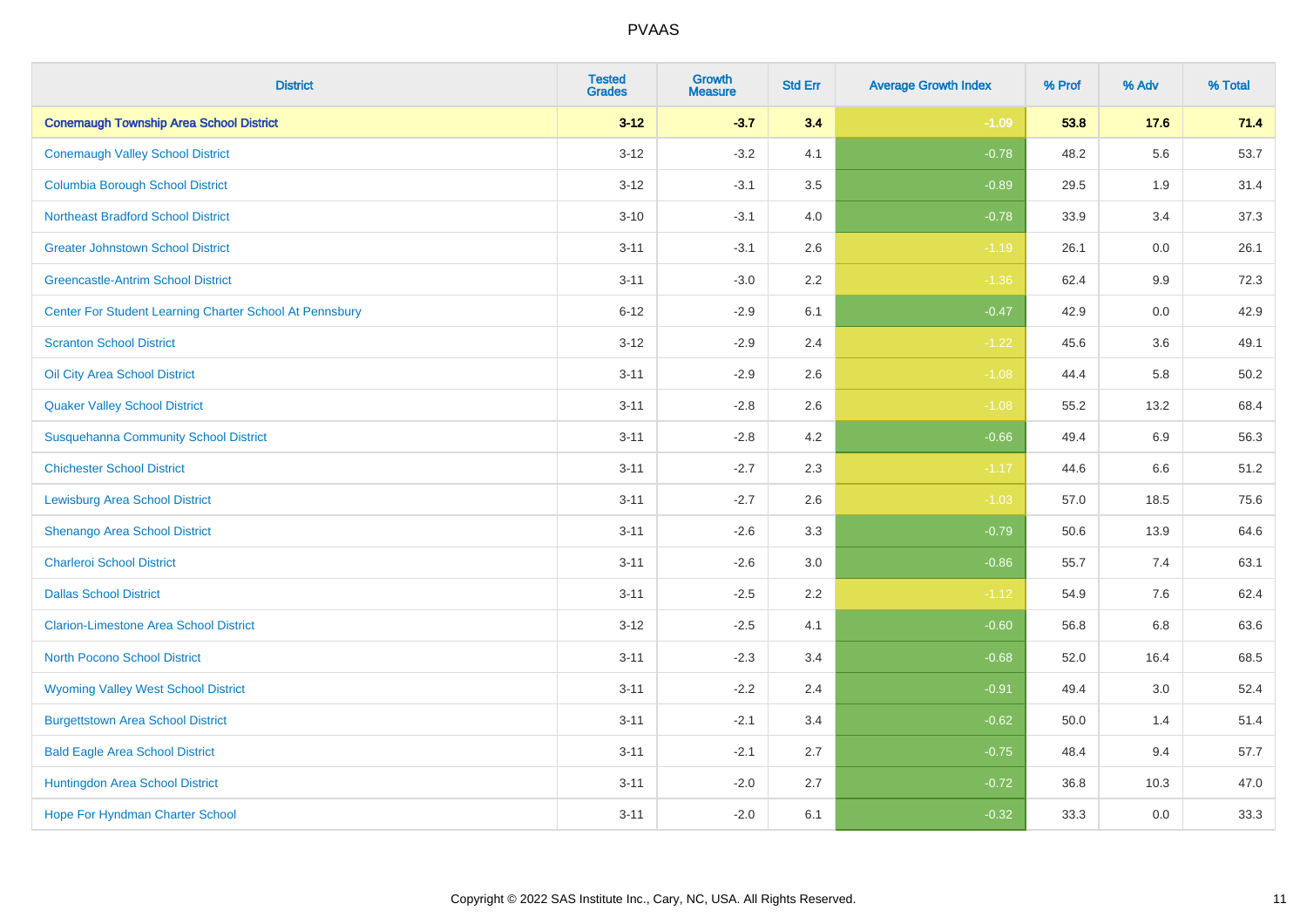# PVAAS

| District | Tested Grades | Growth Measure | Std Err | Average Growth Index | % Prof | % Adv | % Total |
|---|---|---|---|---|---|---|---|
| **Conemaugh Township Area School District** | **3-12** | **-3.7** | **3.4** | **-1.09** | **53.8** | **17.6** | **71.4** |
| Conemaugh Valley School District | 3-12 | -3.2 | 4.1 | -0.78 | 48.2 | 5.6 | 53.7 |
| Columbia Borough School District | 3-12 | -3.1 | 3.5 | -0.89 | 29.5 | 1.9 | 31.4 |
| Northeast Bradford School District | 3-10 | -3.1 | 4.0 | -0.78 | 33.9 | 3.4 | 37.3 |
| Greater Johnstown School District | 3-11 | -3.1 | 2.6 | -1.19 | 26.1 | 0.0 | 26.1 |
| Greencastle-Antrim School District | 3-11 | -3.0 | 2.2 | -1.36 | 62.4 | 9.9 | 72.3 |
| Center For Student Learning Charter School At Pennsbury | 6-12 | -2.9 | 6.1 | -0.47 | 42.9 | 0.0 | 42.9 |
| Scranton School District | 3-12 | -2.9 | 2.4 | -1.22 | 45.6 | 3.6 | 49.1 |
| Oil City Area School District | 3-11 | -2.9 | 2.6 | -1.08 | 44.4 | 5.8 | 50.2 |
| Quaker Valley School District | 3-11 | -2.8 | 2.6 | -1.08 | 55.2 | 13.2 | 68.4 |
| Susquehanna Community School District | 3-11 | -2.8 | 4.2 | -0.66 | 49.4 | 6.9 | 56.3 |
| Chichester School District | 3-11 | -2.7 | 2.3 | -1.17 | 44.6 | 6.6 | 51.2 |
| Lewisburg Area School District | 3-11 | -2.7 | 2.6 | -1.03 | 57.0 | 18.5 | 75.6 |
| Shenango Area School District | 3-11 | -2.6 | 3.3 | -0.79 | 50.6 | 13.9 | 64.6 |
| Charleroi School District | 3-11 | -2.6 | 3.0 | -0.86 | 55.7 | 7.4 | 63.1 |
| Dallas School District | 3-11 | -2.5 | 2.2 | -1.12 | 54.9 | 7.6 | 62.4 |
| Clarion-Limestone Area School District | 3-12 | -2.5 | 4.1 | -0.60 | 56.8 | 6.8 | 63.6 |
| North Pocono School District | 3-11 | -2.3 | 3.4 | -0.68 | 52.0 | 16.4 | 68.5 |
| Wyoming Valley West School District | 3-11 | -2.2 | 2.4 | -0.91 | 49.4 | 3.0 | 52.4 |
| Burgettstown Area School District | 3-11 | -2.1 | 3.4 | -0.62 | 50.0 | 1.4 | 51.4 |
| Bald Eagle Area School District | 3-11 | -2.1 | 2.7 | -0.75 | 48.4 | 9.4 | 57.7 |
| Huntingdon Area School District | 3-11 | -2.0 | 2.7 | -0.72 | 36.8 | 10.3 | 47.0 |
| Hope For Hyndman Charter School | 3-11 | -2.0 | 6.1 | -0.32 | 33.3 | 0.0 | 33.3 |

Copyright © 2022 SAS Institute Inc., Cary, NC, USA. All Rights Reserved.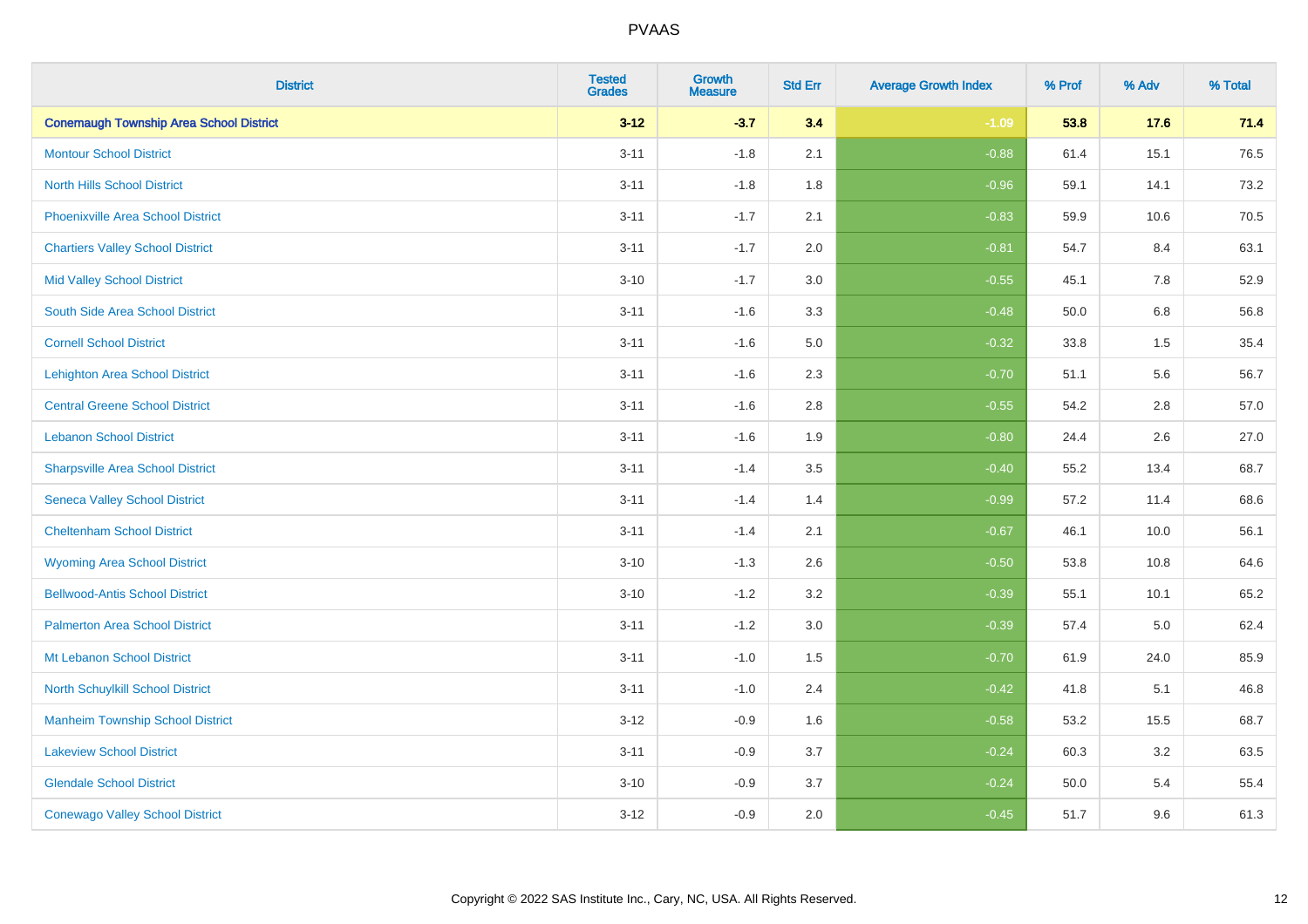PVAAS

| District | Tested Grades | Growth Measure | Std Err | Average Growth Index | % Prof | % Adv | % Total |
|---|---|---|---|---|---|---|---|
| **Conemaugh Township Area School District** | **3-12** | **-3.7** | **3.4** | **-1.09** | **53.8** | **17.6** | **71.4** |
| Montour School District | 3-11 | -1.8 | 2.1 | -0.88 | 61.4 | 15.1 | 76.5 |
| North Hills School District | 3-11 | -1.8 | 1.8 | -0.96 | 59.1 | 14.1 | 73.2 |
| Phoenixville Area School District | 3-11 | -1.7 | 2.1 | -0.83 | 59.9 | 10.6 | 70.5 |
| Chartiers Valley School District | 3-11 | -1.7 | 2.0 | -0.81 | 54.7 | 8.4 | 63.1 |
| Mid Valley School District | 3-10 | -1.7 | 3.0 | -0.55 | 45.1 | 7.8 | 52.9 |
| South Side Area School District | 3-11 | -1.6 | 3.3 | -0.48 | 50.0 | 6.8 | 56.8 |
| Cornell School District | 3-11 | -1.6 | 5.0 | -0.32 | 33.8 | 1.5 | 35.4 |
| Lehighton Area School District | 3-11 | -1.6 | 2.3 | -0.70 | 51.1 | 5.6 | 56.7 |
| Central Greene School District | 3-11 | -1.6 | 2.8 | -0.55 | 54.2 | 2.8 | 57.0 |
| Lebanon School District | 3-11 | -1.6 | 1.9 | -0.80 | 24.4 | 2.6 | 27.0 |
| Sharpsville Area School District | 3-11 | -1.4 | 3.5 | -0.40 | 55.2 | 13.4 | 68.7 |
| Seneca Valley School District | 3-11 | -1.4 | 1.4 | -0.99 | 57.2 | 11.4 | 68.6 |
| Cheltenham School District | 3-11 | -1.4 | 2.1 | -0.67 | 46.1 | 10.0 | 56.1 |
| Wyoming Area School District | 3-10 | -1.3 | 2.6 | -0.50 | 53.8 | 10.8 | 64.6 |
| Bellwood-Antis School District | 3-10 | -1.2 | 3.2 | -0.39 | 55.1 | 10.1 | 65.2 |
| Palmerton Area School District | 3-11 | -1.2 | 3.0 | -0.39 | 57.4 | 5.0 | 62.4 |
| Mt Lebanon School District | 3-11 | -1.0 | 1.5 | -0.70 | 61.9 | 24.0 | 85.9 |
| North Schuylkill School District | 3-11 | -1.0 | 2.4 | -0.42 | 41.8 | 5.1 | 46.8 |
| Manheim Township School District | 3-12 | -0.9 | 1.6 | -0.58 | 53.2 | 15.5 | 68.7 |
| Lakeview School District | 3-11 | -0.9 | 3.7 | -0.24 | 60.3 | 3.2 | 63.5 |
| Glendale School District | 3-10 | -0.9 | 3.7 | -0.24 | 50.0 | 5.4 | 55.4 |
| Conewago Valley School District | 3-12 | -0.9 | 2.0 | -0.45 | 51.7 | 9.6 | 61.3 |

Copyright © 2022 SAS Institute Inc., Cary, NC, USA. All Rights Reserved.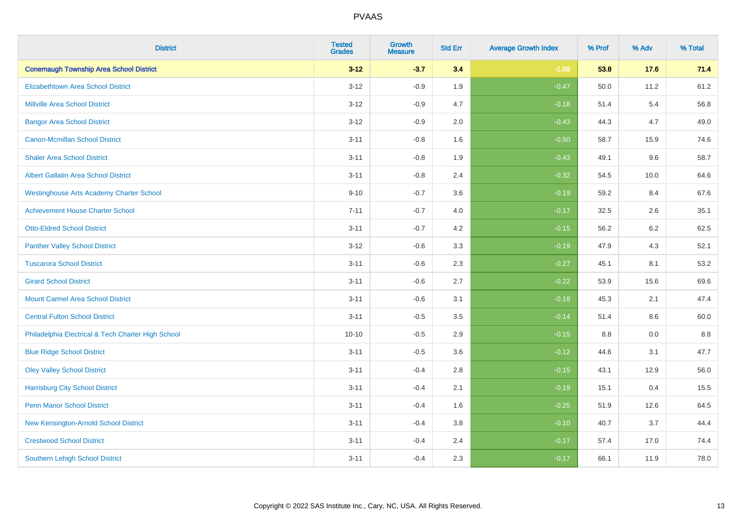| District | Tested Grades | Growth Measure | Std Err | Average Growth Index | % Prof | % Adv | % Total |
|---|---|---|---|---|---|---|---|
| **Conemaugh Township Area School District** | **3-12** | **-3.7** | **3.4** | **-1.09** | **53.8** | **17.6** | **71.4** |
| Elizabethtown Area School District | 3-12 | -0.9 | 1.9 | -0.47 | 50.0 | 11.2 | 61.2 |
| Millville Area School District | 3-12 | -0.9 | 4.7 | -0.18 | 51.4 | 5.4 | 56.8 |
| Bangor Area School District | 3-12 | -0.9 | 2.0 | -0.43 | 44.3 | 4.7 | 49.0 |
| Canon-Mcmillan School District | 3-11 | -0.8 | 1.6 | -0.50 | 58.7 | 15.9 | 74.6 |
| Shaler Area School District | 3-11 | -0.8 | 1.9 | -0.43 | 49.1 | 9.6 | 58.7 |
| Albert Gallatin Area School District | 3-11 | -0.8 | 2.4 | -0.32 | 54.5 | 10.0 | 64.6 |
| Westinghouse Arts Academy Charter School | 9-10 | -0.7 | 3.6 | -0.19 | 59.2 | 8.4 | 67.6 |
| Achievement House Charter School | 7-11 | -0.7 | 4.0 | -0.17 | 32.5 | 2.6 | 35.1 |
| Otto-Eldred School District | 3-11 | -0.7 | 4.2 | -0.15 | 56.2 | 6.2 | 62.5 |
| Panther Valley School District | 3-12 | -0.6 | 3.3 | -0.19 | 47.9 | 4.3 | 52.1 |
| Tuscarora School District | 3-11 | -0.6 | 2.3 | -0.27 | 45.1 | 8.1 | 53.2 |
| Girard School District | 3-11 | -0.6 | 2.7 | -0.22 | 53.9 | 15.6 | 69.6 |
| Mount Carmel Area School District | 3-11 | -0.6 | 3.1 | -0.18 | 45.3 | 2.1 | 47.4 |
| Central Fulton School District | 3-11 | -0.5 | 3.5 | -0.14 | 51.4 | 8.6 | 60.0 |
| Philadelphia Electrical & Tech Charter High School | 10-10 | -0.5 | 2.9 | -0.15 | 8.8 | 0.0 | 8.8 |
| Blue Ridge School District | 3-11 | -0.5 | 3.6 | -0.12 | 44.6 | 3.1 | 47.7 |
| Oley Valley School District | 3-11 | -0.4 | 2.8 | -0.15 | 43.1 | 12.9 | 56.0 |
| Harrisburg City School District | 3-11 | -0.4 | 2.1 | -0.19 | 15.1 | 0.4 | 15.5 |
| Penn Manor School District | 3-11 | -0.4 | 1.6 | -0.25 | 51.9 | 12.6 | 64.5 |
| New Kensington-Arnold School District | 3-11 | -0.4 | 3.8 | -0.10 | 40.7 | 3.7 | 44.4 |
| Crestwood School District | 3-11 | -0.4 | 2.4 | -0.17 | 57.4 | 17.0 | 74.4 |
| Southern Lehigh School District | 3-11 | -0.4 | 2.3 | -0.17 | 66.1 | 11.9 | 78.0 |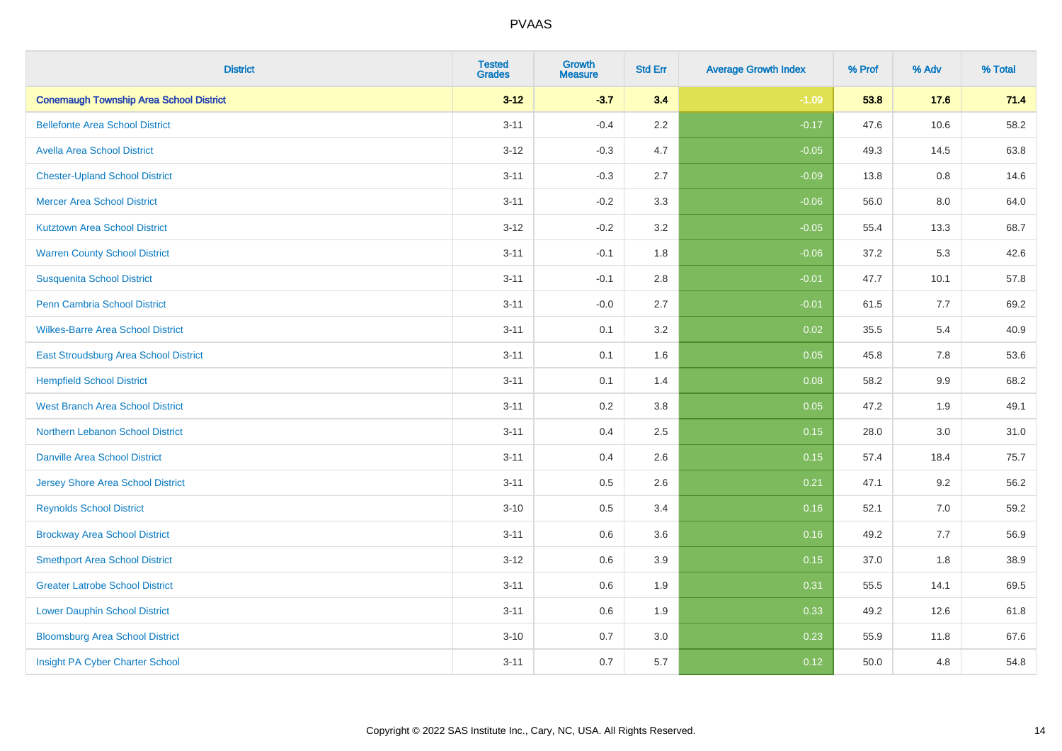# PVAAS

| District | Tested Grades | Growth Measure | Std Err | Average Growth Index | % Prof | % Adv | % Total |
|---|---|---|---|---|---|---|---|
| **Conemaugh Township Area School District** | **3-12** | **-3.7** | **3.4** | **-1.09** | **53.8** | **17.6** | **71.4** |
| Bellefonte Area School District | 3-11 | -0.4 | 2.2 | -0.17 | 47.6 | 10.6 | 58.2 |
| Avella Area School District | 3-12 | -0.3 | 4.7 | -0.05 | 49.3 | 14.5 | 63.8 |
| Chester-Upland School District | 3-11 | -0.3 | 2.7 | -0.09 | 13.8 | 0.8 | 14.6 |
| Mercer Area School District | 3-11 | -0.2 | 3.3 | -0.06 | 56.0 | 8.0 | 64.0 |
| Kutztown Area School District | 3-12 | -0.2 | 3.2 | -0.05 | 55.4 | 13.3 | 68.7 |
| Warren County School District | 3-11 | -0.1 | 1.8 | -0.06 | 37.2 | 5.3 | 42.6 |
| Susquenita School District | 3-11 | -0.1 | 2.8 | -0.01 | 47.7 | 10.1 | 57.8 |
| Penn Cambria School District | 3-11 | -0.0 | 2.7 | -0.01 | 61.5 | 7.7 | 69.2 |
| Wilkes-Barre Area School District | 3-11 | 0.1 | 3.2 | 0.02 | 35.5 | 5.4 | 40.9 |
| East Stroudsburg Area School District | 3-11 | 0.1 | 1.6 | 0.05 | 45.8 | 7.8 | 53.6 |
| Hempfield School District | 3-11 | 0.1 | 1.4 | 0.08 | 58.2 | 9.9 | 68.2 |
| West Branch Area School District | 3-11 | 0.2 | 3.8 | 0.05 | 47.2 | 1.9 | 49.1 |
| Northern Lebanon School District | 3-11 | 0.4 | 2.5 | 0.15 | 28.0 | 3.0 | 31.0 |
| Danville Area School District | 3-11 | 0.4 | 2.6 | 0.15 | 57.4 | 18.4 | 75.7 |
| Jersey Shore Area School District | 3-11 | 0.5 | 2.6 | 0.21 | 47.1 | 9.2 | 56.2 |
| Reynolds School District | 3-10 | 0.5 | 3.4 | 0.16 | 52.1 | 7.0 | 59.2 |
| Brockway Area School District | 3-11 | 0.6 | 3.6 | 0.16 | 49.2 | 7.7 | 56.9 |
| Smethport Area School District | 3-12 | 0.6 | 3.9 | 0.15 | 37.0 | 1.8 | 38.9 |
| Greater Latrobe School District | 3-11 | 0.6 | 1.9 | 0.31 | 55.5 | 14.1 | 69.5 |
| Lower Dauphin School District | 3-11 | 0.6 | 1.9 | 0.33 | 49.2 | 12.6 | 61.8 |
| Bloomsburg Area School District | 3-10 | 0.7 | 3.0 | 0.23 | 55.9 | 11.8 | 67.6 |
| Insight PA Cyber Charter School | 3-11 | 0.7 | 5.7 | 0.12 | 50.0 | 4.8 | 54.8 |

Copyright © 2022 SAS Institute Inc., Cary, NC, USA. All Rights Reserved.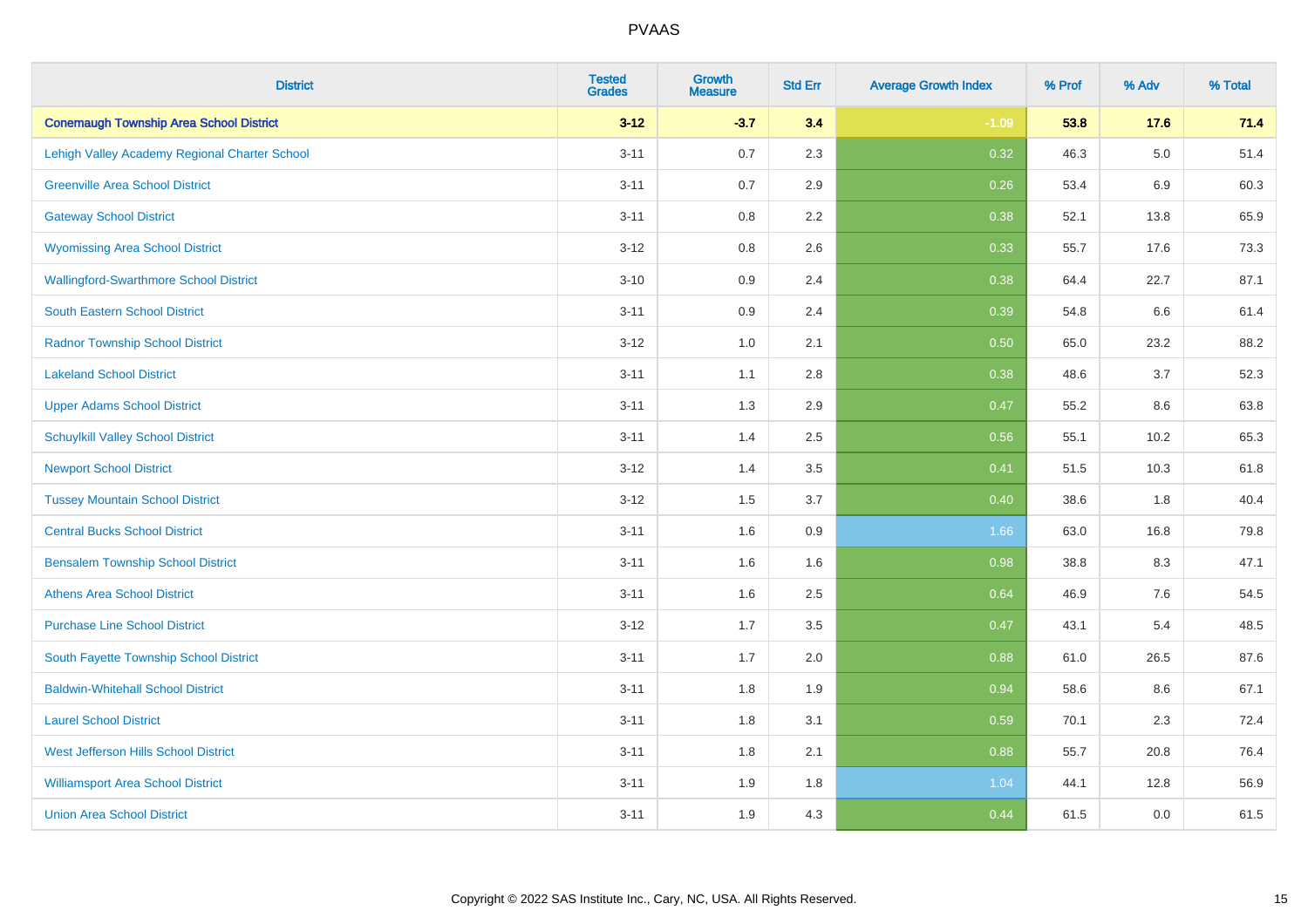# PVAAS

| District | Tested Grades | Growth Measure | Std Err | Average Growth Index | % Prof | % Adv | % Total |
|---|---|---|---|---|---|---|---|
| **Conemaugh Township Area School District** | **3-12** | **-3.7** | **3.4** | **-1.09** | **53.8** | **17.6** | **71.4** |
| Lehigh Valley Academy Regional Charter School | 3-11 | 0.7 | 2.3 | 0.32 | 46.3 | 5.0 | 51.4 |
| Greenville Area School District | 3-11 | 0.7 | 2.9 | 0.26 | 53.4 | 6.9 | 60.3 |
| Gateway School District | 3-11 | 0.8 | 2.2 | 0.38 | 52.1 | 13.8 | 65.9 |
| Wyomissing Area School District | 3-12 | 0.8 | 2.6 | 0.33 | 55.7 | 17.6 | 73.3 |
| Wallingford-Swarthmore School District | 3-10 | 0.9 | 2.4 | 0.38 | 64.4 | 22.7 | 87.1 |
| South Eastern School District | 3-11 | 0.9 | 2.4 | 0.39 | 54.8 | 6.6 | 61.4 |
| Radnor Township School District | 3-12 | 1.0 | 2.1 | 0.50 | 65.0 | 23.2 | 88.2 |
| Lakeland School District | 3-11 | 1.1 | 2.8 | 0.38 | 48.6 | 3.7 | 52.3 |
| Upper Adams School District | 3-11 | 1.3 | 2.9 | 0.47 | 55.2 | 8.6 | 63.8 |
| Schuylkill Valley School District | 3-11 | 1.4 | 2.5 | 0.56 | 55.1 | 10.2 | 65.3 |
| Newport School District | 3-12 | 1.4 | 3.5 | 0.41 | 51.5 | 10.3 | 61.8 |
| Tussey Mountain School District | 3-12 | 1.5 | 3.7 | 0.40 | 38.6 | 1.8 | 40.4 |
| Central Bucks School District | 3-11 | 1.6 | 0.9 | 1.66 | 63.0 | 16.8 | 79.8 |
| Bensalem Township School District | 3-11 | 1.6 | 1.6 | 0.98 | 38.8 | 8.3 | 47.1 |
| Athens Area School District | 3-11 | 1.6 | 2.5 | 0.64 | 46.9 | 7.6 | 54.5 |
| Purchase Line School District | 3-12 | 1.7 | 3.5 | 0.47 | 43.1 | 5.4 | 48.5 |
| South Fayette Township School District | 3-11 | 1.7 | 2.0 | 0.88 | 61.0 | 26.5 | 87.6 |
| Baldwin-Whitehall School District | 3-11 | 1.8 | 1.9 | 0.94 | 58.6 | 8.6 | 67.1 |
| Laurel School District | 3-11 | 1.8 | 3.1 | 0.59 | 70.1 | 2.3 | 72.4 |
| West Jefferson Hills School District | 3-11 | 1.8 | 2.1 | 0.88 | 55.7 | 20.8 | 76.4 |
| Williamsport Area School District | 3-11 | 1.9 | 1.8 | 1.04 | 44.1 | 12.8 | 56.9 |
| Union Area School District | 3-11 | 1.9 | 4.3 | 0.44 | 61.5 | 0.0 | 61.5 |

Copyright © 2022 SAS Institute Inc., Cary, NC, USA. All Rights Reserved.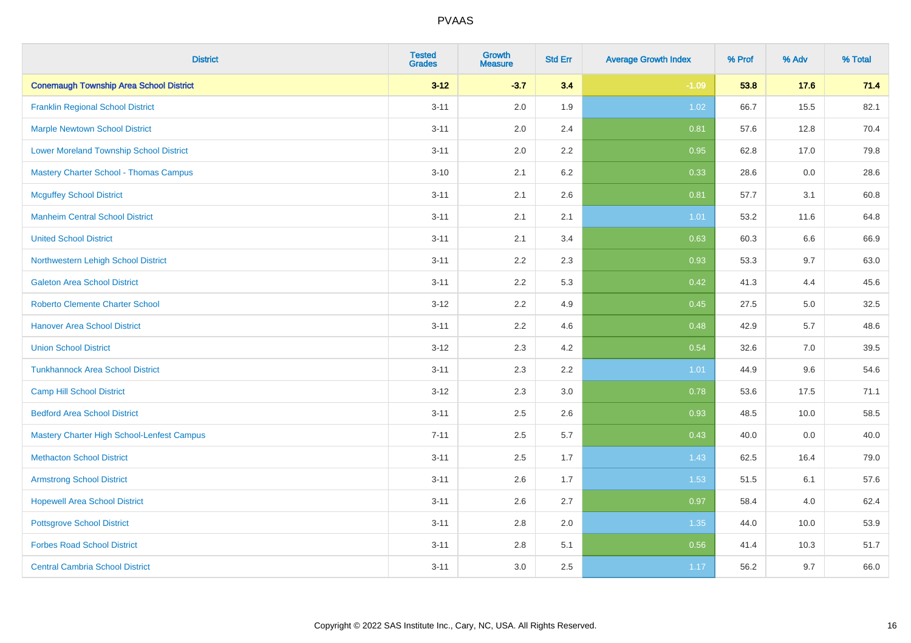| District | Tested Grades | Growth Measure | Std Err | Average Growth Index | % Prof | % Adv | % Total |
|---|---|---|---|---|---|---|---|
| **Conemaugh Township Area School District** | **3-12** | **-3.7** | **3.4** | **-1.09** | **53.8** | **17.6** | **71.4** |
| Franklin Regional School District | 3-11 | 2.0 | 1.9 | 1.02 | 66.7 | 15.5 | 82.1 |
| Marple Newtown School District | 3-11 | 2.0 | 2.4 | 0.81 | 57.6 | 12.8 | 70.4 |
| Lower Moreland Township School District | 3-11 | 2.0 | 2.2 | 0.95 | 62.8 | 17.0 | 79.8 |
| Mastery Charter School - Thomas Campus | 3-10 | 2.1 | 6.2 | 0.33 | 28.6 | 0.0 | 28.6 |
| Mcguffey School District | 3-11 | 2.1 | 2.6 | 0.81 | 57.7 | 3.1 | 60.8 |
| Manheim Central School District | 3-11 | 2.1 | 2.1 | 1.01 | 53.2 | 11.6 | 64.8 |
| United School District | 3-11 | 2.1 | 3.4 | 0.63 | 60.3 | 6.6 | 66.9 |
| Northwestern Lehigh School District | 3-11 | 2.2 | 2.3 | 0.93 | 53.3 | 9.7 | 63.0 |
| Galeton Area School District | 3-11 | 2.2 | 5.3 | 0.42 | 41.3 | 4.4 | 45.6 |
| Roberto Clemente Charter School | 3-12 | 2.2 | 4.9 | 0.45 | 27.5 | 5.0 | 32.5 |
| Hanover Area School District | 3-11 | 2.2 | 4.6 | 0.48 | 42.9 | 5.7 | 48.6 |
| Union School District | 3-12 | 2.3 | 4.2 | 0.54 | 32.6 | 7.0 | 39.5 |
| Tunkhannock Area School District | 3-11 | 2.3 | 2.2 | 1.01 | 44.9 | 9.6 | 54.6 |
| Camp Hill School District | 3-12 | 2.3 | 3.0 | 0.78 | 53.6 | 17.5 | 71.1 |
| Bedford Area School District | 3-11 | 2.5 | 2.6 | 0.93 | 48.5 | 10.0 | 58.5 |
| Mastery Charter High School-Lenfest Campus | 7-11 | 2.5 | 5.7 | 0.43 | 40.0 | 0.0 | 40.0 |
| Methacton School District | 3-11 | 2.5 | 1.7 | 1.43 | 62.5 | 16.4 | 79.0 |
| Armstrong School District | 3-11 | 2.6 | 1.7 | 1.53 | 51.5 | 6.1 | 57.6 |
| Hopewell Area School District | 3-11 | 2.6 | 2.7 | 0.97 | 58.4 | 4.0 | 62.4 |
| Pottsgrove School District | 3-11 | 2.8 | 2.0 | 1.35 | 44.0 | 10.0 | 53.9 |
| Forbes Road School District | 3-11 | 2.8 | 5.1 | 0.56 | 41.4 | 10.3 | 51.7 |
| Central Cambria School District | 3-11 | 3.0 | 2.5 | 1.17 | 56.2 | 9.7 | 66.0 |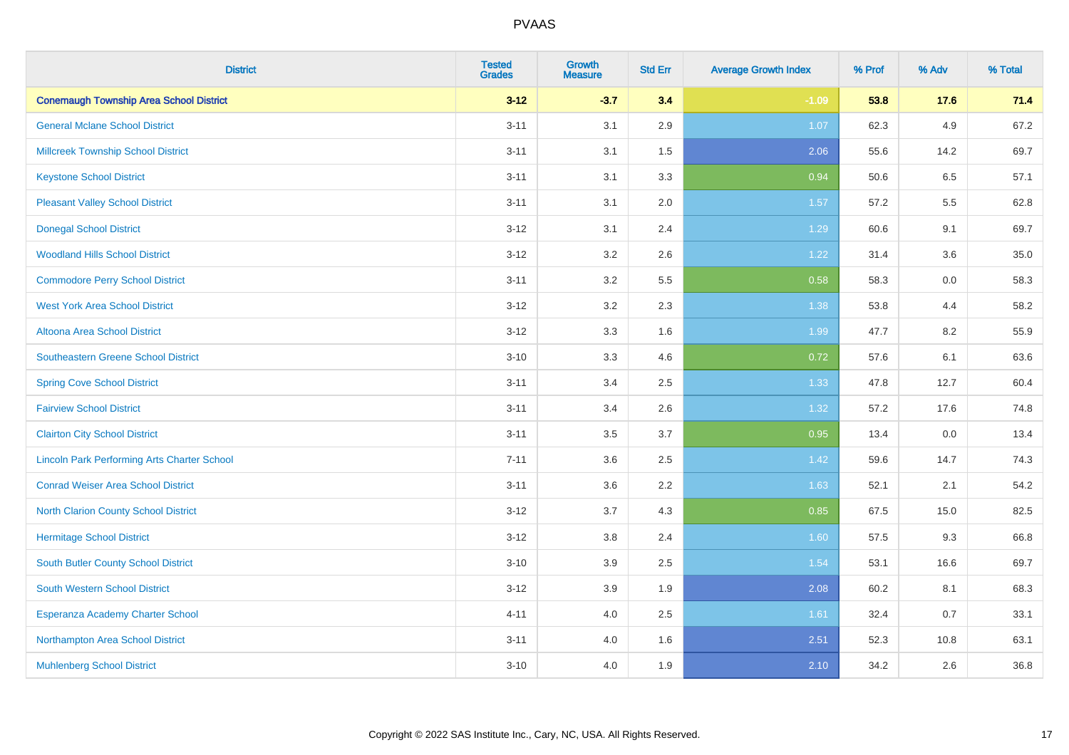# PVAAS

| District | Tested Grades | Growth Measure | Std Err | Average Growth Index | % Prof | % Adv | % Total |
|---|---|---|---|---|---|---|---|
| **Conemaugh Township Area School District** | **3-12** | **-3.7** | **3.4** | **-1.09** | **53.8** | **17.6** | **71.4** |
| General Mclane School District | 3-11 | 3.1 | 2.9 | 1.07 | 62.3 | 4.9 | 67.2 |
| Millcreek Township School District | 3-11 | 3.1 | 1.5 | 2.06 | 55.6 | 14.2 | 69.7 |
| Keystone School District | 3-11 | 3.1 | 3.3 | 0.94 | 50.6 | 6.5 | 57.1 |
| Pleasant Valley School District | 3-11 | 3.1 | 2.0 | 1.57 | 57.2 | 5.5 | 62.8 |
| Donegal School District | 3-12 | 3.1 | 2.4 | 1.29 | 60.6 | 9.1 | 69.7 |
| Woodland Hills School District | 3-12 | 3.2 | 2.6 | 1.22 | 31.4 | 3.6 | 35.0 |
| Commodore Perry School District | 3-11 | 3.2 | 5.5 | 0.58 | 58.3 | 0.0 | 58.3 |
| West York Area School District | 3-12 | 3.2 | 2.3 | 1.38 | 53.8 | 4.4 | 58.2 |
| Altoona Area School District | 3-12 | 3.3 | 1.6 | 1.99 | 47.7 | 8.2 | 55.9 |
| Southeastern Greene School District | 3-10 | 3.3 | 4.6 | 0.72 | 57.6 | 6.1 | 63.6 |
| Spring Cove School District | 3-11 | 3.4 | 2.5 | 1.33 | 47.8 | 12.7 | 60.4 |
| Fairview School District | 3-11 | 3.4 | 2.6 | 1.32 | 57.2 | 17.6 | 74.8 |
| Clairton City School District | 3-11 | 3.5 | 3.7 | 0.95 | 13.4 | 0.0 | 13.4 |
| Lincoln Park Performing Arts Charter School | 7-11 | 3.6 | 2.5 | 1.42 | 59.6 | 14.7 | 74.3 |
| Conrad Weiser Area School District | 3-11 | 3.6 | 2.2 | 1.63 | 52.1 | 2.1 | 54.2 |
| North Clarion County School District | 3-12 | 3.7 | 4.3 | 0.85 | 67.5 | 15.0 | 82.5 |
| Hermitage School District | 3-12 | 3.8 | 2.4 | 1.60 | 57.5 | 9.3 | 66.8 |
| South Butler County School District | 3-10 | 3.9 | 2.5 | 1.54 | 53.1 | 16.6 | 69.7 |
| South Western School District | 3-12 | 3.9 | 1.9 | 2.08 | 60.2 | 8.1 | 68.3 |
| Esperanza Academy Charter School | 4-11 | 4.0 | 2.5 | 1.61 | 32.4 | 0.7 | 33.1 |
| Northampton Area School District | 3-11 | 4.0 | 1.6 | 2.51 | 52.3 | 10.8 | 63.1 |
| Muhlenberg School District | 3-10 | 4.0 | 1.9 | 2.10 | 34.2 | 2.6 | 36.8 |

Copyright © 2022 SAS Institute Inc., Cary, NC, USA. All Rights Reserved.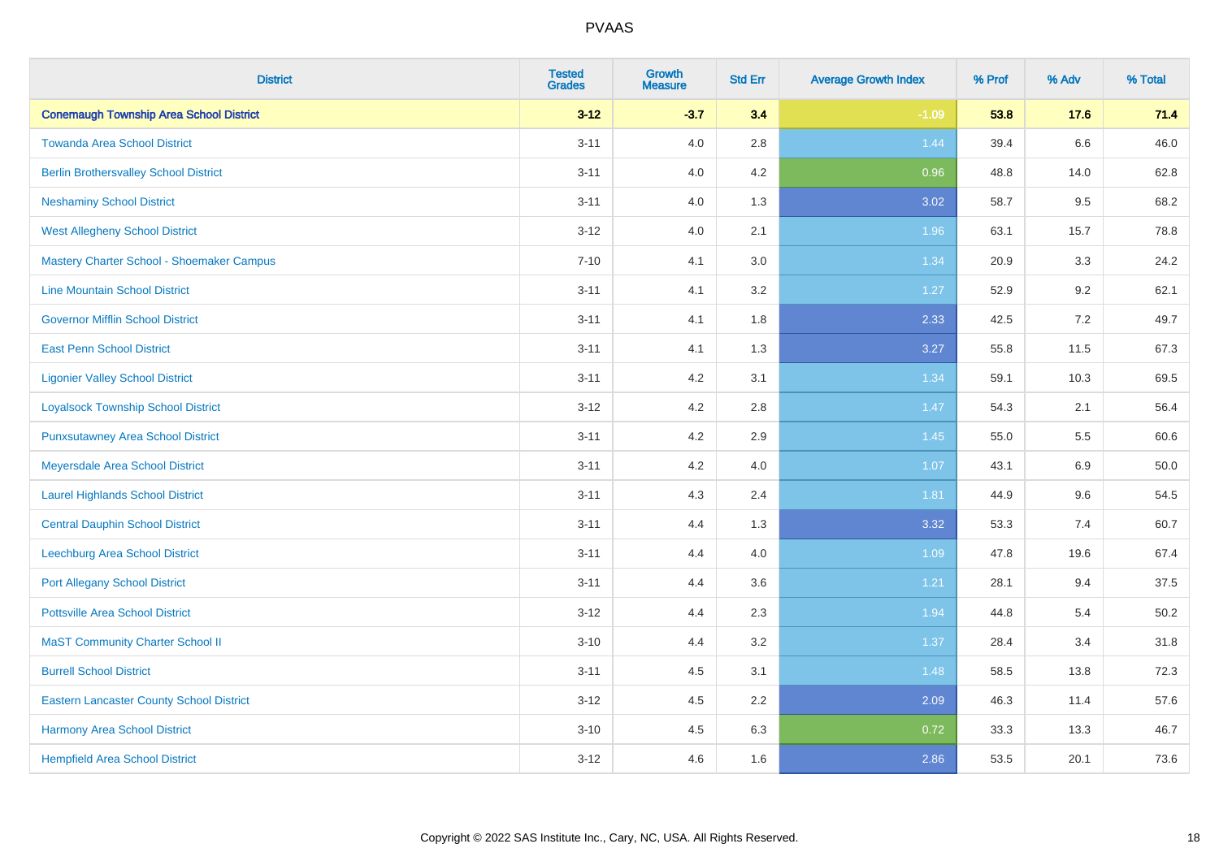# PVAAS

| District | Tested Grades | Growth Measure | Std Err | Average Growth Index | % Prof | % Adv | % Total |
|---|---|---|---|---|---|---|---|
| **Conemaugh Township Area School District** | **3-12** | **-3.7** | **3.4** | **-1.09** | **53.8** | **17.6** | **71.4** |
| Towanda Area School District | 3-11 | 4.0 | 2.8 | 1.44 | 39.4 | 6.6 | 46.0 |
| Berlin Brothersvalley School District | 3-11 | 4.0 | 4.2 | 0.96 | 48.8 | 14.0 | 62.8 |
| Neshaminy School District | 3-11 | 4.0 | 1.3 | 3.02 | 58.7 | 9.5 | 68.2 |
| West Allegheny School District | 3-12 | 4.0 | 2.1 | 1.96 | 63.1 | 15.7 | 78.8 |
| Mastery Charter School - Shoemaker Campus | 7-10 | 4.1 | 3.0 | 1.34 | 20.9 | 3.3 | 24.2 |
| Line Mountain School District | 3-11 | 4.1 | 3.2 | 1.27 | 52.9 | 9.2 | 62.1 |
| Governor Mifflin School District | 3-11 | 4.1 | 1.8 | 2.33 | 42.5 | 7.2 | 49.7 |
| East Penn School District | 3-11 | 4.1 | 1.3 | 3.27 | 55.8 | 11.5 | 67.3 |
| Ligonier Valley School District | 3-11 | 4.2 | 3.1 | 1.34 | 59.1 | 10.3 | 69.5 |
| Loyalsock Township School District | 3-12 | 4.2 | 2.8 | 1.47 | 54.3 | 2.1 | 56.4 |
| Punxsutawney Area School District | 3-11 | 4.2 | 2.9 | 1.45 | 55.0 | 5.5 | 60.6 |
| Meyersdale Area School District | 3-11 | 4.2 | 4.0 | 1.07 | 43.1 | 6.9 | 50.0 |
| Laurel Highlands School District | 3-11 | 4.3 | 2.4 | 1.81 | 44.9 | 9.6 | 54.5 |
| Central Dauphin School District | 3-11 | 4.4 | 1.3 | 3.32 | 53.3 | 7.4 | 60.7 |
| Leechburg Area School District | 3-11 | 4.4 | 4.0 | 1.09 | 47.8 | 19.6 | 67.4 |
| Port Allegany School District | 3-11 | 4.4 | 3.6 | 1.21 | 28.1 | 9.4 | 37.5 |
| Pottsville Area School District | 3-12 | 4.4 | 2.3 | 1.94 | 44.8 | 5.4 | 50.2 |
| MaST Community Charter School II | 3-10 | 4.4 | 3.2 | 1.37 | 28.4 | 3.4 | 31.8 |
| Burrell School District | 3-11 | 4.5 | 3.1 | 1.48 | 58.5 | 13.8 | 72.3 |
| Eastern Lancaster County School District | 3-12 | 4.5 | 2.2 | 2.09 | 46.3 | 11.4 | 57.6 |
| Harmony Area School District | 3-10 | 4.5 | 6.3 | 0.72 | 33.3 | 13.3 | 46.7 |
| Hempfield Area School District | 3-12 | 4.6 | 1.6 | 2.86 | 53.5 | 20.1 | 73.6 |

Copyright © 2022 SAS Institute Inc., Cary, NC, USA. All Rights Reserved.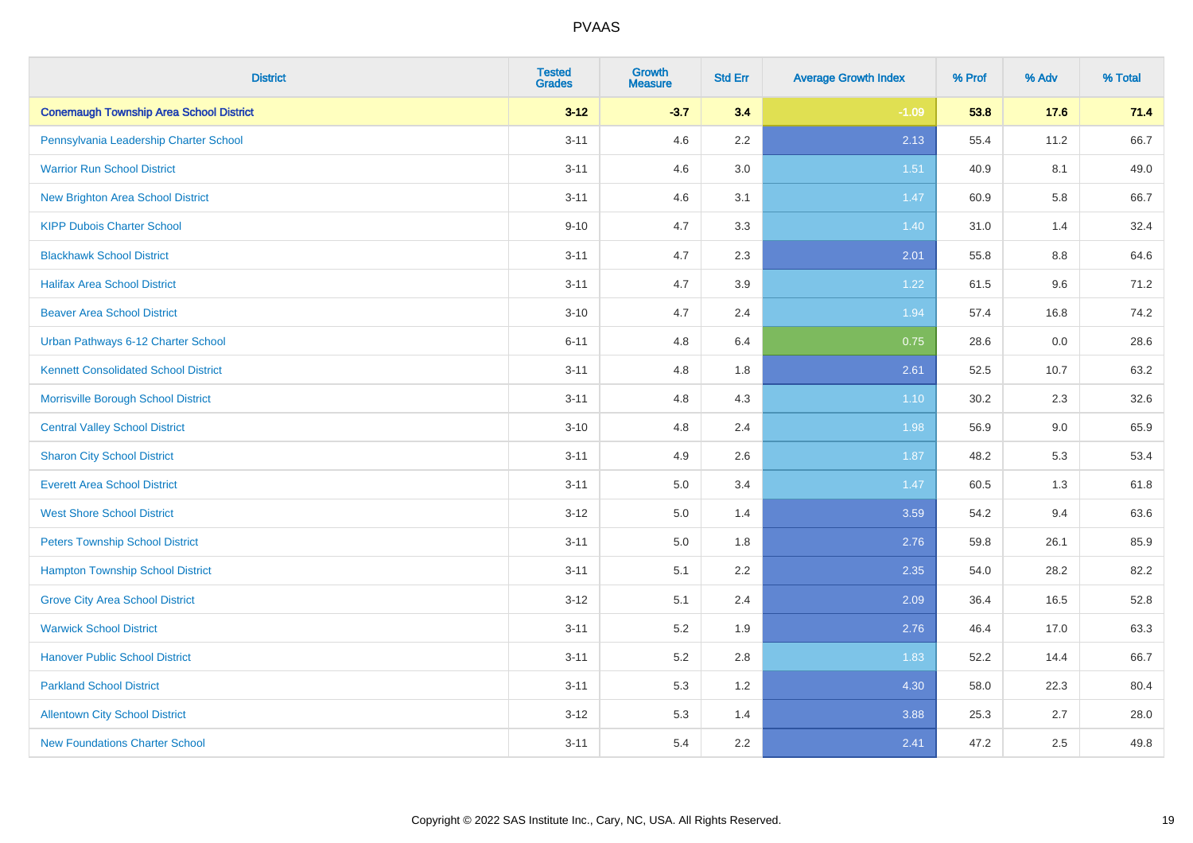| District | Tested Grades | Growth Measure | Std Err | Average Growth Index | % Prof | % Adv | % Total |
|---|---|---|---|---|---|---|---|
| **Conemaugh Township Area School District** | **3-12** | **-3.7** | **3.4** | **-1.09** | **53.8** | **17.6** | **71.4** |
| Pennsylvania Leadership Charter School | 3-11 | 4.6 | 2.2 | 2.13 | 55.4 | 11.2 | 66.7 |
| Warrior Run School District | 3-11 | 4.6 | 3.0 | 1.51 | 40.9 | 8.1 | 49.0 |
| New Brighton Area School District | 3-11 | 4.6 | 3.1 | 1.47 | 60.9 | 5.8 | 66.7 |
| KIPP Dubois Charter School | 9-10 | 4.7 | 3.3 | 1.40 | 31.0 | 1.4 | 32.4 |
| Blackhawk School District | 3-11 | 4.7 | 2.3 | 2.01 | 55.8 | 8.8 | 64.6 |
| Halifax Area School District | 3-11 | 4.7 | 3.9 | 1.22 | 61.5 | 9.6 | 71.2 |
| Beaver Area School District | 3-10 | 4.7 | 2.4 | 1.94 | 57.4 | 16.8 | 74.2 |
| Urban Pathways 6-12 Charter School | 6-11 | 4.8 | 6.4 | 0.75 | 28.6 | 0.0 | 28.6 |
| Kennett Consolidated School District | 3-11 | 4.8 | 1.8 | 2.61 | 52.5 | 10.7 | 63.2 |
| Morrisville Borough School District | 3-11 | 4.8 | 4.3 | 1.10 | 30.2 | 2.3 | 32.6 |
| Central Valley School District | 3-10 | 4.8 | 2.4 | 1.98 | 56.9 | 9.0 | 65.9 |
| Sharon City School District | 3-11 | 4.9 | 2.6 | 1.87 | 48.2 | 5.3 | 53.4 |
| Everett Area School District | 3-11 | 5.0 | 3.4 | 1.47 | 60.5 | 1.3 | 61.8 |
| West Shore School District | 3-12 | 5.0 | 1.4 | 3.59 | 54.2 | 9.4 | 63.6 |
| Peters Township School District | 3-11 | 5.0 | 1.8 | 2.76 | 59.8 | 26.1 | 85.9 |
| Hampton Township School District | 3-11 | 5.1 | 2.2 | 2.35 | 54.0 | 28.2 | 82.2 |
| Grove City Area School District | 3-12 | 5.1 | 2.4 | 2.09 | 36.4 | 16.5 | 52.8 |
| Warwick School District | 3-11 | 5.2 | 1.9 | 2.76 | 46.4 | 17.0 | 63.3 |
| Hanover Public School District | 3-11 | 5.2 | 2.8 | 1.83 | 52.2 | 14.4 | 66.7 |
| Parkland School District | 3-11 | 5.3 | 1.2 | 4.30 | 58.0 | 22.3 | 80.4 |
| Allentown City School District | 3-12 | 5.3 | 1.4 | 3.88 | 25.3 | 2.7 | 28.0 |
| New Foundations Charter School | 3-11 | 5.4 | 2.2 | 2.41 | 47.2 | 2.5 | 49.8 |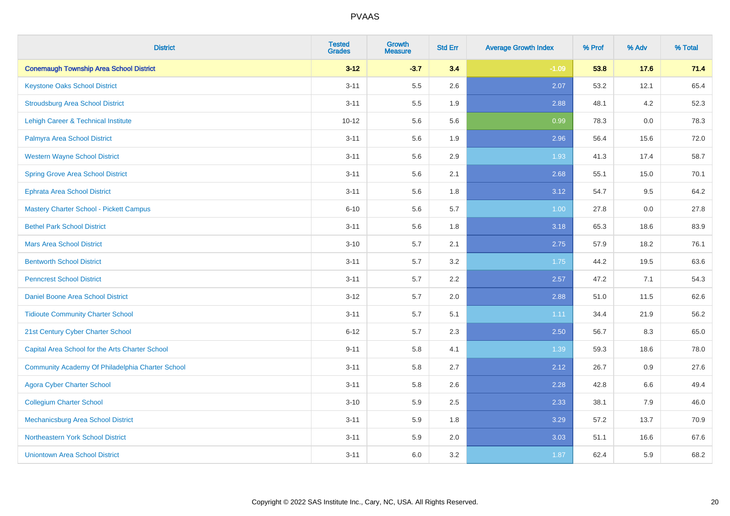# PVAAS

| District | Tested Grades | Growth Measure | Std Err | Average Growth Index | % Prof | % Adv | % Total |
|---|---|---|---|---|---|---|---|
| **Conemaugh Township Area School District** | **3-12** | **-3.7** | **3.4** | **-1.09** | **53.8** | **17.6** | **71.4** |
| Keystone Oaks School District | 3-11 | 5.5 | 2.6 | 2.07 | 53.2 | 12.1 | 65.4 |
| Stroudsburg Area School District | 3-11 | 5.5 | 1.9 | 2.88 | 48.1 | 4.2 | 52.3 |
| Lehigh Career & Technical Institute | 10-12 | 5.6 | 5.6 | 0.99 | 78.3 | 0.0 | 78.3 |
| Palmyra Area School District | 3-11 | 5.6 | 1.9 | 2.96 | 56.4 | 15.6 | 72.0 |
| Western Wayne School District | 3-11 | 5.6 | 2.9 | 1.93 | 41.3 | 17.4 | 58.7 |
| Spring Grove Area School District | 3-11 | 5.6 | 2.1 | 2.68 | 55.1 | 15.0 | 70.1 |
| Ephrata Area School District | 3-11 | 5.6 | 1.8 | 3.12 | 54.7 | 9.5 | 64.2 |
| Mastery Charter School - Pickett Campus | 6-10 | 5.6 | 5.7 | 1.00 | 27.8 | 0.0 | 27.8 |
| Bethel Park School District | 3-11 | 5.6 | 1.8 | 3.18 | 65.3 | 18.6 | 83.9 |
| Mars Area School District | 3-10 | 5.7 | 2.1 | 2.75 | 57.9 | 18.2 | 76.1 |
| Bentworth School District | 3-11 | 5.7 | 3.2 | 1.75 | 44.2 | 19.5 | 63.6 |
| Penncrest School District | 3-11 | 5.7 | 2.2 | 2.57 | 47.2 | 7.1 | 54.3 |
| Daniel Boone Area School District | 3-12 | 5.7 | 2.0 | 2.88 | 51.0 | 11.5 | 62.6 |
| Tidioute Community Charter School | 3-11 | 5.7 | 5.1 | 1.11 | 34.4 | 21.9 | 56.2 |
| 21st Century Cyber Charter School | 6-12 | 5.7 | 2.3 | 2.50 | 56.7 | 8.3 | 65.0 |
| Capital Area School for the Arts Charter School | 9-11 | 5.8 | 4.1 | 1.39 | 59.3 | 18.6 | 78.0 |
| Community Academy Of Philadelphia Charter School | 3-11 | 5.8 | 2.7 | 2.12 | 26.7 | 0.9 | 27.6 |
| Agora Cyber Charter School | 3-11 | 5.8 | 2.6 | 2.28 | 42.8 | 6.6 | 49.4 |
| Collegium Charter School | 3-10 | 5.9 | 2.5 | 2.33 | 38.1 | 7.9 | 46.0 |
| Mechanicsburg Area School District | 3-11 | 5.9 | 1.8 | 3.29 | 57.2 | 13.7 | 70.9 |
| Northeastern York School District | 3-11 | 5.9 | 2.0 | 3.03 | 51.1 | 16.6 | 67.6 |
| Uniontown Area School District | 3-11 | 6.0 | 3.2 | 1.87 | 62.4 | 5.9 | 68.2 |

Copyright © 2022 SAS Institute Inc., Cary, NC, USA. All Rights Reserved.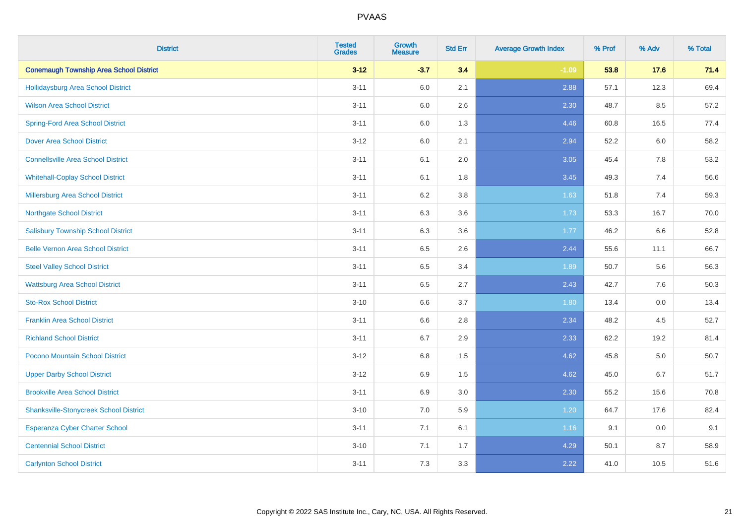PVAAS

| District | Tested Grades | Growth Measure | Std Err | Average Growth Index | % Prof | % Adv | % Total |
|---|---|---|---|---|---|---|---|
| **Conemaugh Township Area School District** | **3-12** | **-3.7** | **3.4** | **-1.09** | **53.8** | **17.6** | **71.4** |
| Hollidaysburg Area School District | 3-11 | 6.0 | 2.1 | 2.88 | 57.1 | 12.3 | 69.4 |
| Wilson Area School District | 3-11 | 6.0 | 2.6 | 2.30 | 48.7 | 8.5 | 57.2 |
| Spring-Ford Area School District | 3-11 | 6.0 | 1.3 | 4.46 | 60.8 | 16.5 | 77.4 |
| Dover Area School District | 3-12 | 6.0 | 2.1 | 2.94 | 52.2 | 6.0 | 58.2 |
| Connellsville Area School District | 3-11 | 6.1 | 2.0 | 3.05 | 45.4 | 7.8 | 53.2 |
| Whitehall-Coplay School District | 3-11 | 6.1 | 1.8 | 3.45 | 49.3 | 7.4 | 56.6 |
| Millersburg Area School District | 3-11 | 6.2 | 3.8 | 1.63 | 51.8 | 7.4 | 59.3 |
| Northgate School District | 3-11 | 6.3 | 3.6 | 1.73 | 53.3 | 16.7 | 70.0 |
| Salisbury Township School District | 3-11 | 6.3 | 3.6 | 1.77 | 46.2 | 6.6 | 52.8 |
| Belle Vernon Area School District | 3-11 | 6.5 | 2.6 | 2.44 | 55.6 | 11.1 | 66.7 |
| Steel Valley School District | 3-11 | 6.5 | 3.4 | 1.89 | 50.7 | 5.6 | 56.3 |
| Wattsburg Area School District | 3-11 | 6.5 | 2.7 | 2.43 | 42.7 | 7.6 | 50.3 |
| Sto-Rox School District | 3-10 | 6.6 | 3.7 | 1.80 | 13.4 | 0.0 | 13.4 |
| Franklin Area School District | 3-11 | 6.6 | 2.8 | 2.34 | 48.2 | 4.5 | 52.7 |
| Richland School District | 3-11 | 6.7 | 2.9 | 2.33 | 62.2 | 19.2 | 81.4 |
| Pocono Mountain School District | 3-12 | 6.8 | 1.5 | 4.62 | 45.8 | 5.0 | 50.7 |
| Upper Darby School District | 3-12 | 6.9 | 1.5 | 4.62 | 45.0 | 6.7 | 51.7 |
| Brookville Area School District | 3-11 | 6.9 | 3.0 | 2.30 | 55.2 | 15.6 | 70.8 |
| Shanksville-Stonycreek School District | 3-10 | 7.0 | 5.9 | 1.20 | 64.7 | 17.6 | 82.4 |
| Esperanza Cyber Charter School | 3-11 | 7.1 | 6.1 | 1.16 | 9.1 | 0.0 | 9.1 |
| Centennial School District | 3-10 | 7.1 | 1.7 | 4.29 | 50.1 | 8.7 | 58.9 |
| Carlynton School District | 3-11 | 7.3 | 3.3 | 2.22 | 41.0 | 10.5 | 51.6 |

Copyright © 2022 SAS Institute Inc., Cary, NC, USA. All Rights Reserved.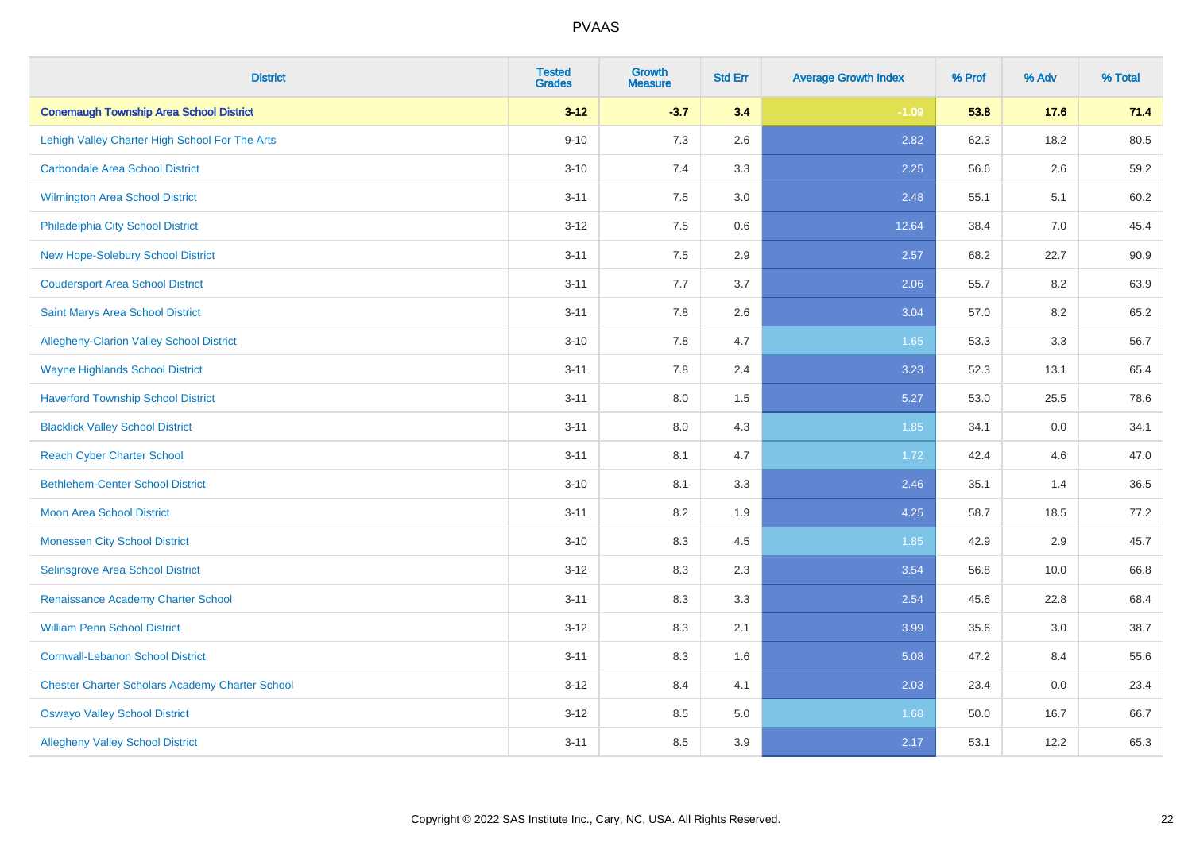| District | Tested Grades | Growth Measure | Std Err | Average Growth Index | % Prof | % Adv | % Total |
|---|---|---|---|---|---|---|---|
| **Conemaugh Township Area School District** | **3-12** | **-3.7** | **3.4** | **-1.09** | **53.8** | **17.6** | **71.4** |
| Lehigh Valley Charter High School For The Arts | 9-10 | 7.3 | 2.6 | 2.82 | 62.3 | 18.2 | 80.5 |
| Carbondale Area School District | 3-10 | 7.4 | 3.3 | 2.25 | 56.6 | 2.6 | 59.2 |
| Wilmington Area School District | 3-11 | 7.5 | 3.0 | 2.48 | 55.1 | 5.1 | 60.2 |
| Philadelphia City School District | 3-12 | 7.5 | 0.6 | 12.64 | 38.4 | 7.0 | 45.4 |
| New Hope-Solebury School District | 3-11 | 7.5 | 2.9 | 2.57 | 68.2 | 22.7 | 90.9 |
| Coudersport Area School District | 3-11 | 7.7 | 3.7 | 2.06 | 55.7 | 8.2 | 63.9 |
| Saint Marys Area School District | 3-11 | 7.8 | 2.6 | 3.04 | 57.0 | 8.2 | 65.2 |
| Allegheny-Clarion Valley School District | 3-10 | 7.8 | 4.7 | 1.65 | 53.3 | 3.3 | 56.7 |
| Wayne Highlands School District | 3-11 | 7.8 | 2.4 | 3.23 | 52.3 | 13.1 | 65.4 |
| Haverford Township School District | 3-11 | 8.0 | 1.5 | 5.27 | 53.0 | 25.5 | 78.6 |
| Blacklick Valley School District | 3-11 | 8.0 | 4.3 | 1.85 | 34.1 | 0.0 | 34.1 |
| Reach Cyber Charter School | 3-11 | 8.1 | 4.7 | 1.72 | 42.4 | 4.6 | 47.0 |
| Bethlehem-Center School District | 3-10 | 8.1 | 3.3 | 2.46 | 35.1 | 1.4 | 36.5 |
| Moon Area School District | 3-11 | 8.2 | 1.9 | 4.25 | 58.7 | 18.5 | 77.2 |
| Monessen City School District | 3-10 | 8.3 | 4.5 | 1.85 | 42.9 | 2.9 | 45.7 |
| Selinsgrove Area School District | 3-12 | 8.3 | 2.3 | 3.54 | 56.8 | 10.0 | 66.8 |
| Renaissance Academy Charter School | 3-11 | 8.3 | 3.3 | 2.54 | 45.6 | 22.8 | 68.4 |
| William Penn School District | 3-12 | 8.3 | 2.1 | 3.99 | 35.6 | 3.0 | 38.7 |
| Cornwall-Lebanon School District | 3-11 | 8.3 | 1.6 | 5.08 | 47.2 | 8.4 | 55.6 |
| Chester Charter Scholars Academy Charter School | 3-12 | 8.4 | 4.1 | 2.03 | 23.4 | 0.0 | 23.4 |
| Oswayo Valley School District | 3-12 | 8.5 | 5.0 | 1.68 | 50.0 | 16.7 | 66.7 |
| Allegheny Valley School District | 3-11 | 8.5 | 3.9 | 2.17 | 53.1 | 12.2 | 65.3 |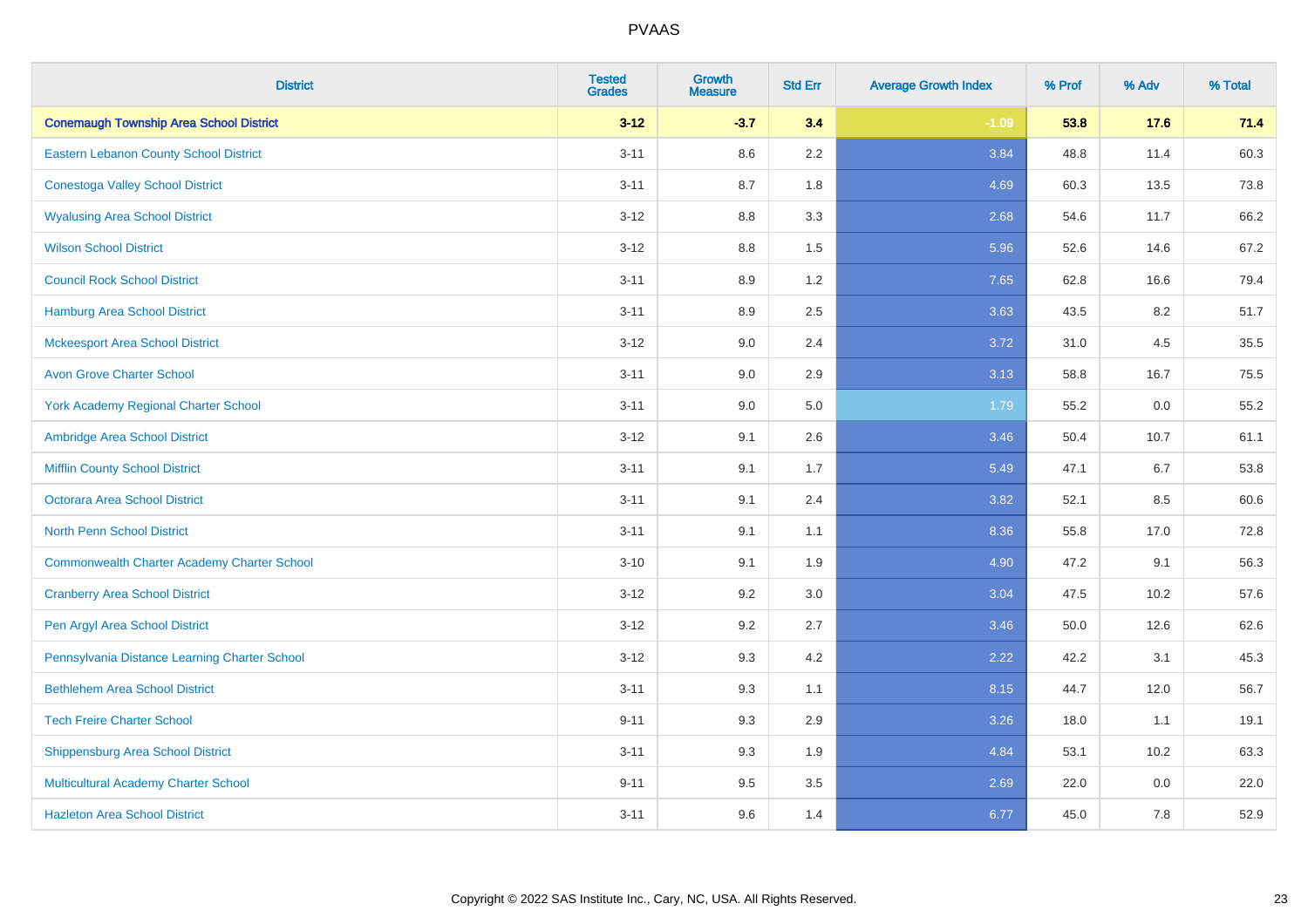| District | Tested Grades | Growth Measure | Std Err | Average Growth Index | % Prof | % Adv | % Total |
|---|---|---|---|---|---|---|---|
| **Conemaugh Township Area School District** | **3-12** | **-3.7** | **3.4** | **-1.09** | **53.8** | **17.6** | **71.4** |
| Eastern Lebanon County School District | 3-11 | 8.6 | 2.2 | 3.84 | 48.8 | 11.4 | 60.3 |
| Conestoga Valley School District | 3-11 | 8.7 | 1.8 | 4.69 | 60.3 | 13.5 | 73.8 |
| Wyalusing Area School District | 3-12 | 8.8 | 3.3 | 2.68 | 54.6 | 11.7 | 66.2 |
| Wilson School District | 3-12 | 8.8 | 1.5 | 5.96 | 52.6 | 14.6 | 67.2 |
| Council Rock School District | 3-11 | 8.9 | 1.2 | 7.65 | 62.8 | 16.6 | 79.4 |
| Hamburg Area School District | 3-11 | 8.9 | 2.5 | 3.63 | 43.5 | 8.2 | 51.7 |
| Mckeesport Area School District | 3-12 | 9.0 | 2.4 | 3.72 | 31.0 | 4.5 | 35.5 |
| Avon Grove Charter School | 3-11 | 9.0 | 2.9 | 3.13 | 58.8 | 16.7 | 75.5 |
| York Academy Regional Charter School | 3-11 | 9.0 | 5.0 | 1.79 | 55.2 | 0.0 | 55.2 |
| Ambridge Area School District | 3-12 | 9.1 | 2.6 | 3.46 | 50.4 | 10.7 | 61.1 |
| Mifflin County School District | 3-11 | 9.1 | 1.7 | 5.49 | 47.1 | 6.7 | 53.8 |
| Octorara Area School District | 3-11 | 9.1 | 2.4 | 3.82 | 52.1 | 8.5 | 60.6 |
| North Penn School District | 3-11 | 9.1 | 1.1 | 8.36 | 55.8 | 17.0 | 72.8 |
| Commonwealth Charter Academy Charter School | 3-10 | 9.1 | 1.9 | 4.90 | 47.2 | 9.1 | 56.3 |
| Cranberry Area School District | 3-12 | 9.2 | 3.0 | 3.04 | 47.5 | 10.2 | 57.6 |
| Pen Argyl Area School District | 3-12 | 9.2 | 2.7 | 3.46 | 50.0 | 12.6 | 62.6 |
| Pennsylvania Distance Learning Charter School | 3-12 | 9.3 | 4.2 | 2.22 | 42.2 | 3.1 | 45.3 |
| Bethlehem Area School District | 3-11 | 9.3 | 1.1 | 8.15 | 44.7 | 12.0 | 56.7 |
| Tech Freire Charter School | 9-11 | 9.3 | 2.9 | 3.26 | 18.0 | 1.1 | 19.1 |
| Shippensburg Area School District | 3-11 | 9.3 | 1.9 | 4.84 | 53.1 | 10.2 | 63.3 |
| Multicultural Academy Charter School | 9-11 | 9.5 | 3.5 | 2.69 | 22.0 | 0.0 | 22.0 |
| Hazleton Area School District | 3-11 | 9.6 | 1.4 | 6.77 | 45.0 | 7.8 | 52.9 |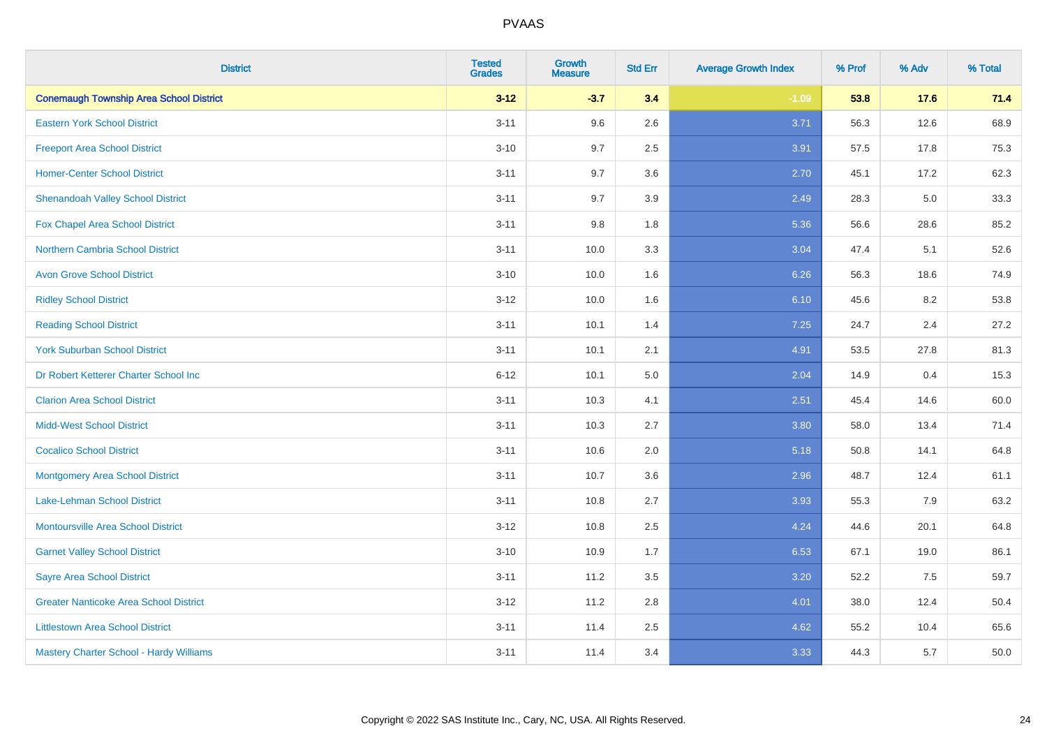| District | Tested Grades | Growth Measure | Std Err | Average Growth Index | % Prof | % Adv | % Total |
|---|---|---|---|---|---|---|---|
| **Conemaugh Township Area School District** | **3-12** | **-3.7** | **3.4** | **-1.09** | **53.8** | **17.6** | **71.4** |
| Eastern York School District | 3-11 | 9.6 | 2.6 | 3.71 | 56.3 | 12.6 | 68.9 |
| Freeport Area School District | 3-10 | 9.7 | 2.5 | 3.91 | 57.5 | 17.8 | 75.3 |
| Homer-Center School District | 3-11 | 9.7 | 3.6 | 2.70 | 45.1 | 17.2 | 62.3 |
| Shenandoah Valley School District | 3-11 | 9.7 | 3.9 | 2.49 | 28.3 | 5.0 | 33.3 |
| Fox Chapel Area School District | 3-11 | 9.8 | 1.8 | 5.36 | 56.6 | 28.6 | 85.2 |
| Northern Cambria School District | 3-11 | 10.0 | 3.3 | 3.04 | 47.4 | 5.1 | 52.6 |
| Avon Grove School District | 3-10 | 10.0 | 1.6 | 6.26 | 56.3 | 18.6 | 74.9 |
| Ridley School District | 3-12 | 10.0 | 1.6 | 6.10 | 45.6 | 8.2 | 53.8 |
| Reading School District | 3-11 | 10.1 | 1.4 | 7.25 | 24.7 | 2.4 | 27.2 |
| York Suburban School District | 3-11 | 10.1 | 2.1 | 4.91 | 53.5 | 27.8 | 81.3 |
| Dr Robert Ketterer Charter School Inc | 6-12 | 10.1 | 5.0 | 2.04 | 14.9 | 0.4 | 15.3 |
| Clarion Area School District | 3-11 | 10.3 | 4.1 | 2.51 | 45.4 | 14.6 | 60.0 |
| Midd-West School District | 3-11 | 10.3 | 2.7 | 3.80 | 58.0 | 13.4 | 71.4 |
| Cocalico School District | 3-11 | 10.6 | 2.0 | 5.18 | 50.8 | 14.1 | 64.8 |
| Montgomery Area School District | 3-11 | 10.7 | 3.6 | 2.96 | 48.7 | 12.4 | 61.1 |
| Lake-Lehman School District | 3-11 | 10.8 | 2.7 | 3.93 | 55.3 | 7.9 | 63.2 |
| Montoursville Area School District | 3-12 | 10.8 | 2.5 | 4.24 | 44.6 | 20.1 | 64.8 |
| Garnet Valley School District | 3-10 | 10.9 | 1.7 | 6.53 | 67.1 | 19.0 | 86.1 |
| Sayre Area School District | 3-11 | 11.2 | 3.5 | 3.20 | 52.2 | 7.5 | 59.7 |
| Greater Nanticoke Area School District | 3-12 | 11.2 | 2.8 | 4.01 | 38.0 | 12.4 | 50.4 |
| Littlestown Area School District | 3-11 | 11.4 | 2.5 | 4.62 | 55.2 | 10.4 | 65.6 |
| Mastery Charter School - Hardy Williams | 3-11 | 11.4 | 3.4 | 3.33 | 44.3 | 5.7 | 50.0 |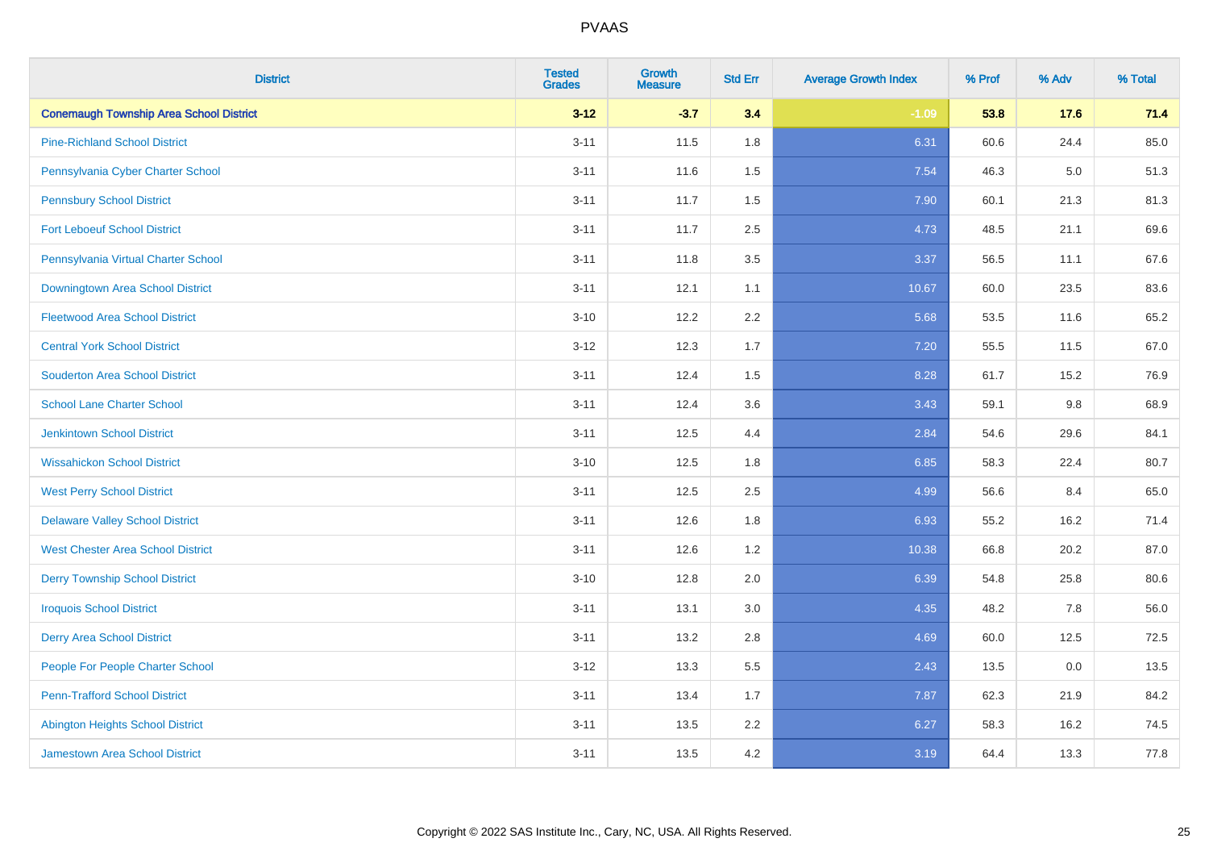| District | Tested Grades | Growth Measure | Std Err | Average Growth Index | % Prof | % Adv | % Total |
|---|---|---|---|---|---|---|---|
| **Conemaugh Township Area School District** | **3-12** | **-3.7** | **3.4** | **-1.09** | **53.8** | **17.6** | **71.4** |
| Pine-Richland School District | 3-11 | 11.5 | 1.8 | 6.31 | 60.6 | 24.4 | 85.0 |
| Pennsylvania Cyber Charter School | 3-11 | 11.6 | 1.5 | 7.54 | 46.3 | 5.0 | 51.3 |
| Pennsbury School District | 3-11 | 11.7 | 1.5 | 7.90 | 60.1 | 21.3 | 81.3 |
| Fort Leboeuf School District | 3-11 | 11.7 | 2.5 | 4.73 | 48.5 | 21.1 | 69.6 |
| Pennsylvania Virtual Charter School | 3-11 | 11.8 | 3.5 | 3.37 | 56.5 | 11.1 | 67.6 |
| Downingtown Area School District | 3-11 | 12.1 | 1.1 | 10.67 | 60.0 | 23.5 | 83.6 |
| Fleetwood Area School District | 3-10 | 12.2 | 2.2 | 5.68 | 53.5 | 11.6 | 65.2 |
| Central York School District | 3-12 | 12.3 | 1.7 | 7.20 | 55.5 | 11.5 | 67.0 |
| Souderton Area School District | 3-11 | 12.4 | 1.5 | 8.28 | 61.7 | 15.2 | 76.9 |
| School Lane Charter School | 3-11 | 12.4 | 3.6 | 3.43 | 59.1 | 9.8 | 68.9 |
| Jenkintown School District | 3-11 | 12.5 | 4.4 | 2.84 | 54.6 | 29.6 | 84.1 |
| Wissahickon School District | 3-10 | 12.5 | 1.8 | 6.85 | 58.3 | 22.4 | 80.7 |
| West Perry School District | 3-11 | 12.5 | 2.5 | 4.99 | 56.6 | 8.4 | 65.0 |
| Delaware Valley School District | 3-11 | 12.6 | 1.8 | 6.93 | 55.2 | 16.2 | 71.4 |
| West Chester Area School District | 3-11 | 12.6 | 1.2 | 10.38 | 66.8 | 20.2 | 87.0 |
| Derry Township School District | 3-10 | 12.8 | 2.0 | 6.39 | 54.8 | 25.8 | 80.6 |
| Iroquois School District | 3-11 | 13.1 | 3.0 | 4.35 | 48.2 | 7.8 | 56.0 |
| Derry Area School District | 3-11 | 13.2 | 2.8 | 4.69 | 60.0 | 12.5 | 72.5 |
| People For People Charter School | 3-12 | 13.3 | 5.5 | 2.43 | 13.5 | 0.0 | 13.5 |
| Penn-Trafford School District | 3-11 | 13.4 | 1.7 | 7.87 | 62.3 | 21.9 | 84.2 |
| Abington Heights School District | 3-11 | 13.5 | 2.2 | 6.27 | 58.3 | 16.2 | 74.5 |
| Jamestown Area School District | 3-11 | 13.5 | 4.2 | 3.19 | 64.4 | 13.3 | 77.8 |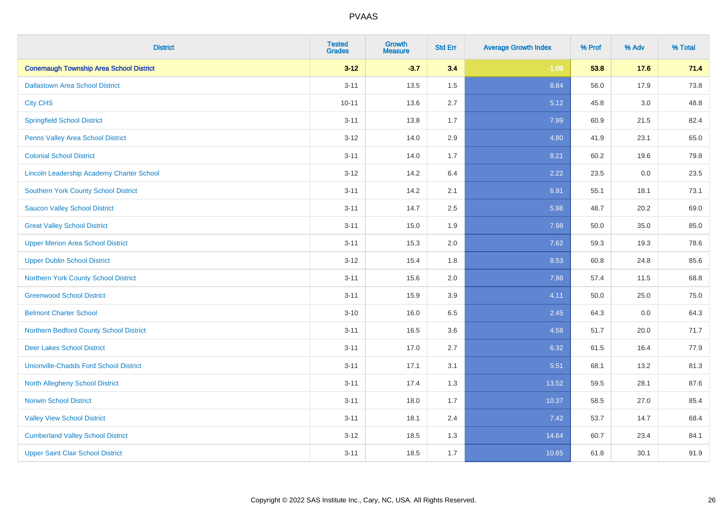# PVAAS

| District | Tested Grades | Growth Measure | Std Err | Average Growth Index | % Prof | % Adv | % Total |
|---|---|---|---|---|---|---|---|
| **Conemaugh Township Area School District** | **3-12** | **-3.7** | **3.4** | **-1.09** | **53.8** | **17.6** | **71.4** |
| Dallastown Area School District | 3-11 | 13.5 | 1.5 | 8.84 | 56.0 | 17.9 | 73.8 |
| City CHS | 10-11 | 13.6 | 2.7 | 5.12 | 45.8 | 3.0 | 48.8 |
| Springfield School District | 3-11 | 13.8 | 1.7 | 7.99 | 60.9 | 21.5 | 82.4 |
| Penns Valley Area School District | 3-12 | 14.0 | 2.9 | 4.80 | 41.9 | 23.1 | 65.0 |
| Colonial School District | 3-11 | 14.0 | 1.7 | 8.21 | 60.2 | 19.6 | 79.8 |
| Lincoln Leadership Academy Charter School | 3-12 | 14.2 | 6.4 | 2.22 | 23.5 | 0.0 | 23.5 |
| Southern York County School District | 3-11 | 14.2 | 2.1 | 6.91 | 55.1 | 18.1 | 73.1 |
| Saucon Valley School District | 3-11 | 14.7 | 2.5 | 5.98 | 48.7 | 20.2 | 69.0 |
| Great Valley School District | 3-11 | 15.0 | 1.9 | 7.98 | 50.0 | 35.0 | 85.0 |
| Upper Merion Area School District | 3-11 | 15.3 | 2.0 | 7.62 | 59.3 | 19.3 | 78.6 |
| Upper Dublin School District | 3-12 | 15.4 | 1.8 | 8.53 | 60.8 | 24.8 | 85.6 |
| Northern York County School District | 3-11 | 15.6 | 2.0 | 7.98 | 57.4 | 11.5 | 68.8 |
| Greenwood School District | 3-11 | 15.9 | 3.9 | 4.11 | 50.0 | 25.0 | 75.0 |
| Belmont Charter School | 3-10 | 16.0 | 6.5 | 2.45 | 64.3 | 0.0 | 64.3 |
| Northern Bedford County School District | 3-11 | 16.5 | 3.6 | 4.58 | 51.7 | 20.0 | 71.7 |
| Deer Lakes School District | 3-11 | 17.0 | 2.7 | 6.32 | 61.5 | 16.4 | 77.9 |
| Unionville-Chadds Ford School District | 3-11 | 17.1 | 3.1 | 5.51 | 68.1 | 13.2 | 81.3 |
| North Allegheny School District | 3-11 | 17.4 | 1.3 | 13.52 | 59.5 | 28.1 | 87.6 |
| Norwin School District | 3-11 | 18.0 | 1.7 | 10.37 | 58.5 | 27.0 | 85.4 |
| Valley View School District | 3-11 | 18.1 | 2.4 | 7.42 | 53.7 | 14.7 | 68.4 |
| Cumberland Valley School District | 3-12 | 18.5 | 1.3 | 14.64 | 60.7 | 23.4 | 84.1 |
| Upper Saint Clair School District | 3-11 | 18.5 | 1.7 | 10.65 | 61.8 | 30.1 | 91.9 |

Copyright © 2022 SAS Institute Inc., Cary, NC, USA. All Rights Reserved.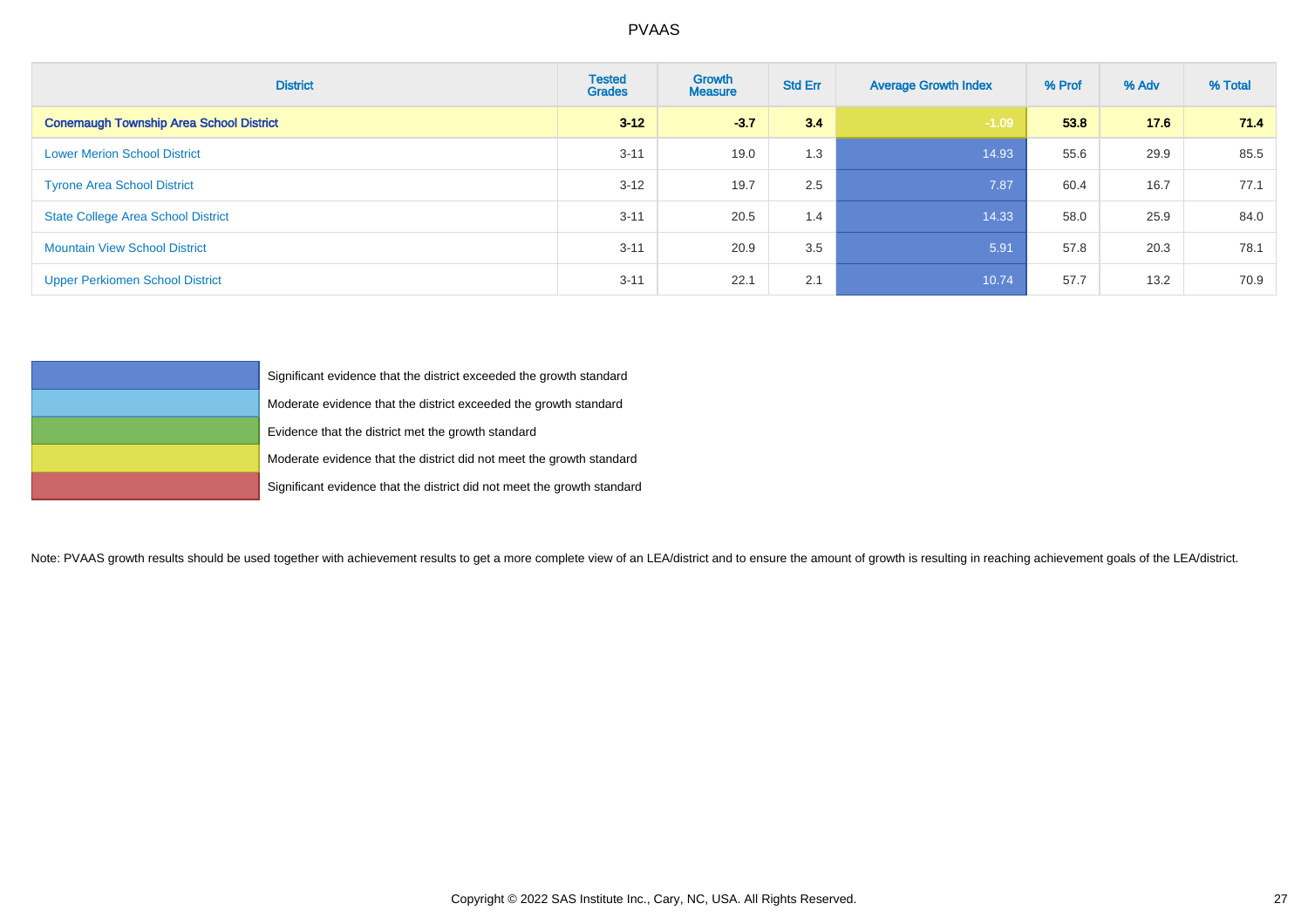# PVAAS

| District | Tested Grades | Growth Measure | Std Err | Average Growth Index | % Prof | % Adv | % Total |
|---|---|---|---|---|---|---|---|
| **Conemaugh Township Area School District** | **3-12** | **-3.7** | **3.4** | **-1.09** | **53.8** | **17.6** | **71.4** |
| Lower Merion School District | 3-11 | 19.0 | 1.3 | 14.93 | 55.6 | 29.9 | 85.5 |
| Tyrone Area School District | 3-12 | 19.7 | 2.5 | 7.87 | 60.4 | 16.7 | 77.1 |
| State College Area School District | 3-11 | 20.5 | 1.4 | 14.33 | 58.0 | 25.9 | 84.0 |
| Mountain View School District | 3-11 | 20.9 | 3.5 | 5.91 | 57.8 | 20.3 | 78.1 |
| Upper Perkiomen School District | 3-11 | 22.1 | 2.1 | 10.74 | 57.7 | 13.2 | 70.9 |

Significant evidence that the district exceeded the growth standard

Moderate evidence that the district exceeded the growth standard

Evidence that the district met the growth standard

Moderate evidence that the district did not meet the growth standard

Significant evidence that the district did not meet the growth standard

Note: PVAAS growth results should be used together with achievement results to get a more complete view of an LEA/district and to ensure the amount of growth is resulting in reaching achievement goals of the LEA/district.

Copyright © 2022 SAS Institute Inc., Cary, NC, USA. All Rights Reserved.